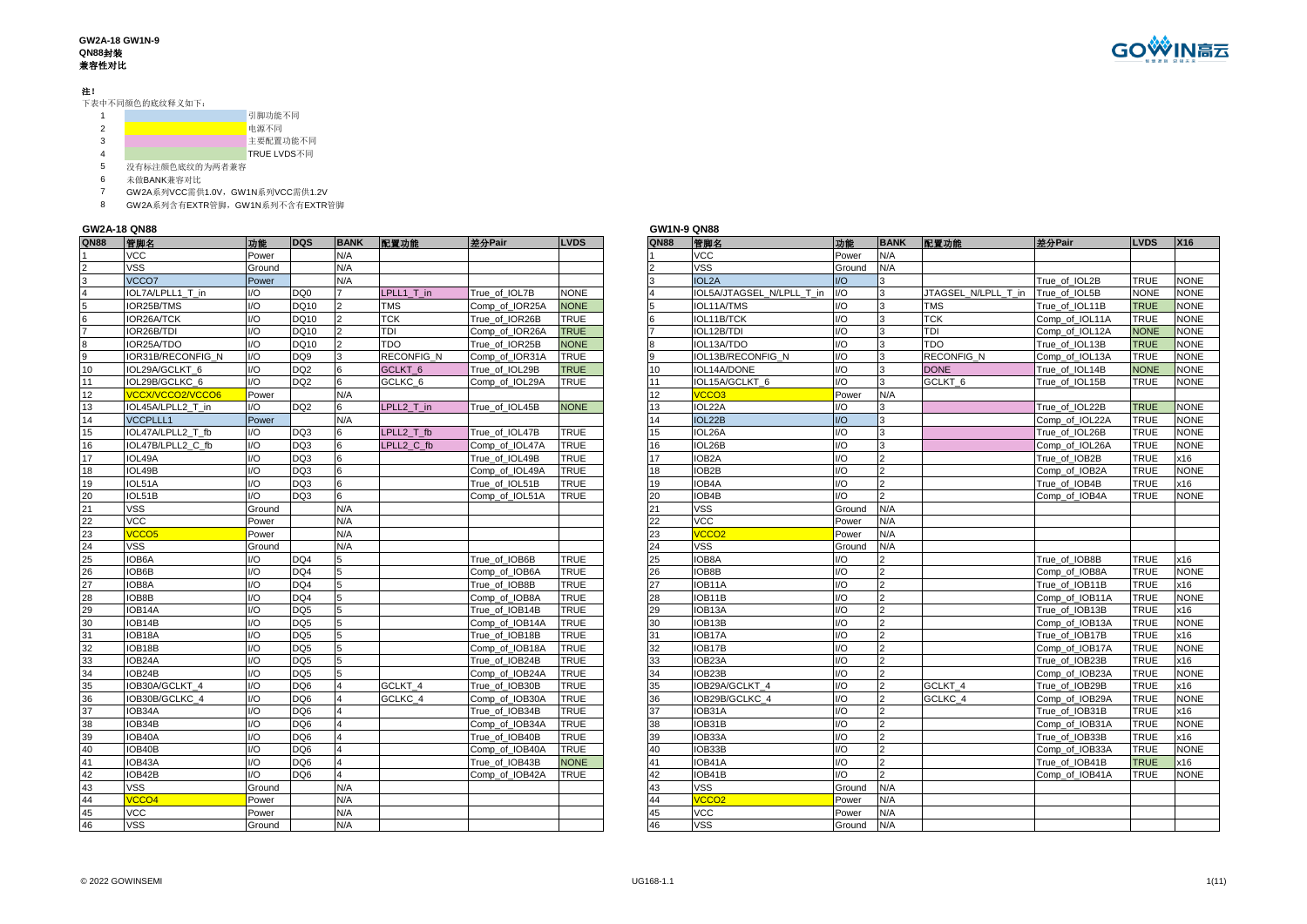**GW2A-18 GW1N-9**
**QN88封装**
**兼容性对比**

**注！**

下表中不同颜色的底纹释义如下：

1. 引脚功能不同
2. 电源不同
3. 主要配置功能不同
4. TRUE LVDS不同
5. 没有标注颜色底纹的为两者兼容
6. 未做BANK兼容对比
7. GW2A系列VCC需供1.0V，GW1N系列VCC需供1.2V
8. GW2A系列含有EXTR管脚，GW1N系列不含有EXTR管脚

### GW2A-18 QN88

| QN88 | 管脚名 | 功能 | DQS | BANK | 配置功能 | 差分Pair | LVDS |
|---|---|---|---|---|---|---|---|
| 1 | VCC | Power | | N/A | | | |
| 2 | VSS | Ground | | N/A | | | |
| 3 | VCCO7 | Power | | N/A | | | |
| 4 | IOL7A/LPLL1_T_in | I/O | DQ0 | 7 | LPLL1_T_in | True_of_IOL7B | NONE |
| 5 | IOR25B/TMS | I/O | DQ10 | 2 | TMS | Comp_of_IOR25A | NONE |
| 6 | IOR26A/TCK | I/O | DQ10 | 2 | TCK | True_of_IOR26B | TRUE |
| 7 | IOR26B/TDI | I/O | DQ10 | 2 | TDI | Comp_of_IOR26A | TRUE |
| 8 | IOR25A/TDO | I/O | DQ10 | 2 | TDO | True_of_IOR25B | NONE |
| 9 | IOR31B/RECONFIG_N | I/O | DQ9 | 3 | RECONFIG_N | Comp_of_IOR31A | TRUE |
| 10 | IOL29A/GCLKT_6 | I/O | DQ2 | 6 | GCLKT_6 | True_of_IOL29B | TRUE |
| 11 | IOL29B/GCLKC_6 | I/O | DQ2 | 6 | GCLKC_6 | Comp_of_IOL29A | TRUE |
| 12 | VCCX/VCCO2/VCCO6 | Power | | N/A | | | |
| 13 | IOL45A/LPLL2_T_in | I/O | DQ2 | 6 | LPLL2_T_in | True_of_IOL45B | NONE |
| 14 | VCCPLLL1 | Power | | N/A | | | |
| 15 | IOL47A/LPLL2_T_fb | I/O | DQ3 | 6 | LPLL2_T_fb | True_of_IOL47B | TRUE |
| 16 | IOL47B/LPLL2_C_fb | I/O | DQ3 | 6 | LPLL2_C_fb | Comp_of_IOL47A | TRUE |
| 17 | IOL49A | I/O | DQ3 | 6 | | True_of_IOL49B | TRUE |
| 18 | IOL49B | I/O | DQ3 | 6 | | Comp_of_IOL49A | TRUE |
| 19 | IOL51A | I/O | DQ3 | 6 | | True_of_IOL51B | TRUE |
| 20 | IOL51B | I/O | DQ3 | 6 | | Comp_of_IOL51A | TRUE |
| 21 | VSS | Ground | | N/A | | | |
| 22 | VCC | Power | | N/A | | | |
| 23 | VCCO5 | Power | | N/A | | | |
| 24 | VSS | Ground | | N/A | | | |
| 25 | IOB6A | I/O | DQ4 | 5 | | True_of_IOB6B | TRUE |
| 26 | IOB6B | I/O | DQ4 | 5 | | Comp_of_IOB6A | TRUE |
| 27 | IOB8A | I/O | DQ4 | 5 | | True_of_IOB8B | TRUE |
| 28 | IOB8B | I/O | DQ4 | 5 | | Comp_of_IOB8A | TRUE |
| 29 | IOB14A | I/O | DQ5 | 5 | | True_of_IOB14B | TRUE |
| 30 | IOB14B | I/O | DQ5 | 5 | | Comp_of_IOB14A | TRUE |
| 31 | IOB18A | I/O | DQ5 | 5 | | True_of_IOB18B | TRUE |
| 32 | IOB18B | I/O | DQ5 | 5 | | Comp_of_IOB18A | TRUE |
| 33 | IOB24A | I/O | DQ5 | 5 | | True_of_IOB24B | TRUE |
| 34 | IOB24B | I/O | DQ5 | 5 | | Comp_of_IOB24A | TRUE |
| 35 | IOB30A/GCLKT_4 | I/O | DQ6 | 4 | GCLKT_4 | True_of_IOB30B | TRUE |
| 36 | IOB30B/GCLKC_4 | I/O | DQ6 | 4 | GCLKC_4 | Comp_of_IOB30A | TRUE |
| 37 | IOB34A | I/O | DQ6 | 4 | | True_of_IOB34B | TRUE |
| 38 | IOB34B | I/O | DQ6 | 4 | | Comp_of_IOB34A | TRUE |
| 39 | IOB40A | I/O | DQ6 | 4 | | True_of_IOB40B | TRUE |
| 40 | IOB40B | I/O | DQ6 | 4 | | Comp_of_IOB40A | TRUE |
| 41 | IOB43A | I/O | DQ6 | 4 | | True_of_IOB43B | NONE |
| 42 | IOB42B | I/O | DQ6 | 4 | | Comp_of_IOB42A | TRUE |
| 43 | VSS | Ground | | N/A | | | |
| 44 | VCCO4 | Power | | N/A | | | |
| 45 | VCC | Power | | N/A | | | |
| 46 | VSS | Ground | | N/A | | | |

### GW1N-9 QN88

| QN88 | 管脚名 | 功能 | BANK | 配置功能 | 差分Pair | LVDS | X16 |
|---|---|---|---|---|---|---|---|
| 1 | VCC | Power | N/A | | | | |
| 2 | VSS | Ground | N/A | | | | |
| 3 | IOL2A | I/O | 3 | | True_of_IOL2B | TRUE | NONE |
| 4 | IOL5A/JTAGSEL_N/LPLL_T_in | I/O | 3 | JTAGSEL_N/LPLL_T_in | True_of_IOL5B | NONE | NONE |
| 5 | IOL11A/TMS | I/O | 3 | TMS | True_of_IOL11B | TRUE | NONE |
| 6 | IOL11B/TCK | I/O | 3 | TCK | Comp_of_IOL11A | TRUE | NONE |
| 7 | IOL12B/TDI | I/O | 3 | TDI | Comp_of_IOL12A | NONE | NONE |
| 8 | IOL13A/TDO | I/O | 3 | TDO | True_of_IOL13B | TRUE | NONE |
| 9 | IOL13B/RECONFIG_N | I/O | 3 | RECONFIG_N | Comp_of_IOL13A | TRUE | NONE |
| 10 | IOL14A/DONE | I/O | 3 | DONE | True_of_IOL14B | NONE | NONE |
| 11 | IOL15A/GCLKT_6 | I/O | 3 | GCLKT_6 | True_of_IOL15B | TRUE | NONE |
| 12 | VCCO3 | Power | N/A | | | | |
| 13 | IOL22A | I/O | 3 | | True_of_IOL22B | TRUE | NONE |
| 14 | IOL22B | I/O | 3 | | Comp_of_IOL22A | TRUE | NONE |
| 15 | IOL26A | I/O | 3 | | True_of_IOL26B | TRUE | NONE |
| 16 | IOL26B | I/O | 3 | | Comp_of_IOL26A | TRUE | NONE |
| 17 | IOB2A | I/O | 2 | | True_of_IOB2B | TRUE | x16 |
| 18 | IOB2B | I/O | 2 | | Comp_of_IOB2A | TRUE | NONE |
| 19 | IOB4A | I/O | 2 | | True_of_IOB4B | TRUE | x16 |
| 20 | IOB4B | I/O | 2 | | Comp_of_IOB4A | TRUE | NONE |
| 21 | VSS | Ground | N/A | | | | |
| 22 | VCC | Power | N/A | | | | |
| 23 | VCCO2 | Power | N/A | | | | |
| 24 | VSS | Ground | N/A | | | | |
| 25 | IOB8A | I/O | 2 | | True_of_IOB8B | TRUE | x16 |
| 26 | IOB8B | I/O | 2 | | Comp_of_IOB8A | TRUE | NONE |
| 27 | IOB11A | I/O | 2 | | True_of_IOB11B | TRUE | x16 |
| 28 | IOB11B | I/O | 2 | | Comp_of_IOB11A | TRUE | NONE |
| 29 | IOB13A | I/O | 2 | | True_of_IOB13B | TRUE | x16 |
| 30 | IOB13B | I/O | 2 | | Comp_of_IOB13A | TRUE | NONE |
| 31 | IOB17A | I/O | 2 | | True_of_IOB17B | TRUE | x16 |
| 32 | IOB17B | I/O | 2 | | Comp_of_IOB17A | TRUE | NONE |
| 33 | IOB23A | I/O | 2 | | True_of_IOB23B | TRUE | x16 |
| 34 | IOB23B | I/O | 2 | | Comp_of_IOB23A | TRUE | NONE |
| 35 | IOB29A/GCLKT_4 | I/O | 2 | GCLKT_4 | True_of_IOB29B | TRUE | x16 |
| 36 | IOB29B/GCLKC_4 | I/O | 2 | GCLKC_4 | Comp_of_IOB29A | TRUE | NONE |
| 37 | IOB31A | I/O | 2 | | True_of_IOB31B | TRUE | x16 |
| 38 | IOB31B | I/O | 2 | | Comp_of_IOB31A | TRUE | NONE |
| 39 | IOB33A | I/O | 2 | | True_of_IOB33B | TRUE | x16 |
| 40 | IOB33B | I/O | 2 | | Comp_of_IOB33A | TRUE | NONE |
| 41 | IOB41A | I/O | 2 | | True_of_IOB41B | TRUE | x16 |
| 42 | IOB41B | I/O | 2 | | Comp_of_IOB41A | TRUE | NONE |
| 43 | VSS | Ground | N/A | | | | |
| 44 | VCCO2 | Power | N/A | | | | |
| 45 | VCC | Power | N/A | | | | |
| 46 | VSS | Ground | N/A | | | | |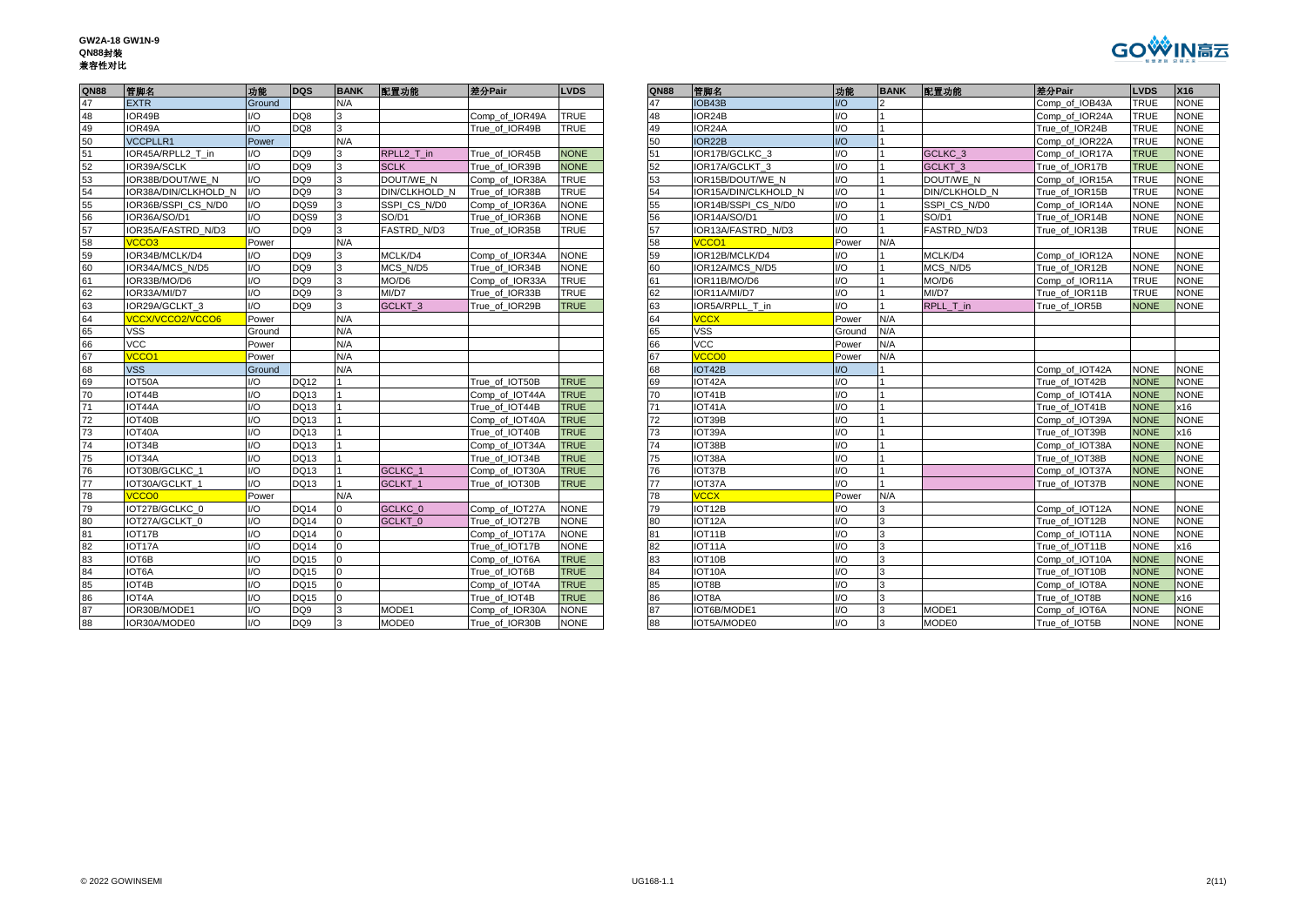**GW2A-18 GW1N-9**
**QN88封装**
**兼容性对比**

| QN88 | 管脚名 | 功能 | DQS | BANK | 配置功能 | 差分Pair | LVDS |
|---|---|---|---|---|---|---|---|
| 47 | EXTR | Ground | | N/A | | | |
| 48 | IOR49B | I/O | DQ8 | 3 | | Comp_of_IOR49A | TRUE |
| 49 | IOR49A | I/O | DQ8 | 3 | | True_of_IOR49B | TRUE |
| 50 | VCCPLLR1 | Power | | N/A | | | |
| 51 | IOR45A/RPLL2_T_in | I/O | DQ9 | 3 | RPLL2_T_in | True_of_IOR45B | NONE |
| 52 | IOR39A/SCLK | I/O | DQ9 | 3 | SCLK | True_of_IOR39B | NONE |
| 53 | IOR38B/DOUT/WE_N | I/O | DQ9 | 3 | DOUT/WE_N | Comp_of_IOR38A | TRUE |
| 54 | IOR38A/DIN/CLKHOLD_N | I/O | DQ9 | 3 | DIN/CLKHOLD_N | True_of_IOR38B | TRUE |
| 55 | IOR36B/SSPI_CS_N/D0 | I/O | DQS9 | 3 | SSPI_CS_N/D0 | Comp_of_IOR36A | NONE |
| 56 | IOR36A/SO/D1 | I/O | DQS9 | 3 | SO/D1 | True_of_IOR36B | NONE |
| 57 | IOR35A/FASTRD_N/D3 | I/O | DQ9 | 3 | FASTRD_N/D3 | True_of_IOR35B | TRUE |
| 58 | VCCO3 | Power | | N/A | | | |
| 59 | IOR34B/MCLK/D4 | I/O | DQ9 | 3 | MCLK/D4 | Comp_of_IOR34A | NONE |
| 60 | IOR34A/MCS_N/D5 | I/O | DQ9 | 3 | MCS_N/D5 | True_of_IOR34B | NONE |
| 61 | IOR33B/MO/D6 | I/O | DQ9 | 3 | MO/D6 | Comp_of_IOR33A | TRUE |
| 62 | IOR33A/MI/D7 | I/O | DQ9 | 3 | MI/D7 | True_of_IOR33B | TRUE |
| 63 | IOR29A/GCLKT_3 | I/O | DQ9 | 3 | GCLKT_3 | True_of_IOR29B | TRUE |
| 64 | VCCX/VCCO2/VCCO6 | Power | | N/A | | | |
| 65 | VSS | Ground | | N/A | | | |
| 66 | VCC | Power | | N/A | | | |
| 67 | VCCO1 | Power | | N/A | | | |
| 68 | VSS | Ground | | N/A | | | |
| 69 | IOT50A | I/O | DQ12 | 1 | | True_of_IOT50B | TRUE |
| 70 | IOT44B | I/O | DQ13 | 1 | | Comp_of_IOT44A | TRUE |
| 71 | IOT44A | I/O | DQ13 | 1 | | True_of_IOT44B | TRUE |
| 72 | IOT40B | I/O | DQ13 | 1 | | Comp_of_IOT40A | TRUE |
| 73 | IOT40A | I/O | DQ13 | 1 | | True_of_IOT40B | TRUE |
| 74 | IOT34B | I/O | DQ13 | 1 | | Comp_of_IOT34A | TRUE |
| 75 | IOT34A | I/O | DQ13 | 1 | | True_of_IOT34B | TRUE |
| 76 | IOT30B/GCLKC_1 | I/O | DQ13 | 1 | GCLKC_1 | Comp_of_IOT30A | TRUE |
| 77 | IOT30A/GCLKT_1 | I/O | DQ13 | 1 | GCLKT_1 | True_of_IOT30B | TRUE |
| 78 | VCCO0 | Power | | N/A | | | |
| 79 | IOT27B/GCLKC_0 | I/O | DQ14 | 0 | GCLKC_0 | Comp_of_IOT27A | NONE |
| 80 | IOT27A/GCLKT_0 | I/O | DQ14 | 0 | GCLKT_0 | True_of_IOT27B | NONE |
| 81 | IOT17B | I/O | DQ14 | 0 | | Comp_of_IOT17A | NONE |
| 82 | IOT17A | I/O | DQ14 | 0 | | True_of_IOT17B | NONE |
| 83 | IOT6B | I/O | DQ15 | 0 | | Comp_of_IOT6A | TRUE |
| 84 | IOT6A | I/O | DQ15 | 0 | | True_of_IOT6B | TRUE |
| 85 | IOT4B | I/O | DQ15 | 0 | | Comp_of_IOT4A | TRUE |
| 86 | IOT4A | I/O | DQ15 | 0 | | True_of_IOT4B | TRUE |
| 87 | IOR30B/MODE1 | I/O | DQ9 | 3 | MODE1 | Comp_of_IOR30A | NONE |
| 88 | IOR30A/MODE0 | I/O | DQ9 | 3 | MODE0 | True_of_IOR30B | NONE |

| QN88 | 管脚名 | 功能 | BANK | 配置功能 | 差分Pair | LVDS | X16 |
|---|---|---|---|---|---|---|---|
| 47 | IOB43B | I/O | 2 | | Comp_of_IOB43A | TRUE | NONE |
| 48 | IOR24B | I/O | 1 | | Comp_of_IOR24A | TRUE | NONE |
| 49 | IOR24A | I/O | 1 | | True_of_IOR24B | TRUE | NONE |
| 50 | IOR22B | I/O | 1 | | Comp_of_IOR22A | TRUE | NONE |
| 51 | IOR17B/GCLKC_3 | I/O | 1 | GCLKC_3 | Comp_of_IOR17A | TRUE | NONE |
| 52 | IOR17A/GCLKT_3 | I/O | 1 | GCLKT_3 | True_of_IOR17B | TRUE | NONE |
| 53 | IOR15B/DOUT/WE_N | I/O | 1 | DOUT/WE_N | Comp_of_IOR15A | TRUE | NONE |
| 54 | IOR15A/DIN/CLKHOLD_N | I/O | 1 | DIN/CLKHOLD_N | True_of_IOR15B | TRUE | NONE |
| 55 | IOR14B/SSPI_CS_N/D0 | I/O | 1 | SSPI_CS_N/D0 | Comp_of_IOR14A | NONE | NONE |
| 56 | IOR14A/SO/D1 | I/O | 1 | SO/D1 | True_of_IOR14B | NONE | NONE |
| 57 | IOR13A/FASTRD_N/D3 | I/O | 1 | FASTRD_N/D3 | True_of_IOR13B | TRUE | NONE |
| 58 | VCCO1 | Power | N/A | | | | |
| 59 | IOR12B/MCLK/D4 | I/O | 1 | MCLK/D4 | Comp_of_IOR12A | NONE | NONE |
| 60 | IOR12A/MCS_N/D5 | I/O | 1 | MCS_N/D5 | True_of_IOR12B | NONE | NONE |
| 61 | IOR11B/MO/D6 | I/O | 1 | MO/D6 | Comp_of_IOR11A | TRUE | NONE |
| 62 | IOR11A/MI/D7 | I/O | 1 | MI/D7 | True_of_IOR11B | TRUE | NONE |
| 63 | IOR5A/RPLL_T_in | I/O | 1 | RPLL_T_in | True_of_IOR5B | NONE | NONE |
| 64 | VCCX | Power | N/A | | | | |
| 65 | VSS | Ground | N/A | | | | |
| 66 | VCC | Power | N/A | | | | |
| 67 | VCCO0 | Power | N/A | | | | |
| 68 | IOT42B | I/O | 1 | | Comp_of_IOT42A | NONE | NONE |
| 69 | IOT42A | I/O | 1 | | True_of_IOT42B | NONE | NONE |
| 70 | IOT41B | I/O | 1 | | Comp_of_IOT41A | NONE | NONE |
| 71 | IOT41A | I/O | 1 | | True_of_IOT41B | NONE | x16 |
| 72 | IOT39B | I/O | 1 | | Comp_of_IOT39A | NONE | NONE |
| 73 | IOT39A | I/O | 1 | | True_of_IOT39B | NONE | x16 |
| 74 | IOT38B | I/O | 1 | | Comp_of_IOT38A | NONE | NONE |
| 75 | IOT38A | I/O | 1 | | True_of_IOT38B | NONE | NONE |
| 76 | IOT37B | I/O | 1 | | Comp_of_IOT37A | NONE | NONE |
| 77 | IOT37A | I/O | 1 | | True_of_IOT37B | NONE | NONE |
| 78 | VCCX | Power | N/A | | | | |
| 79 | IOT12B | I/O | 3 | | Comp_of_IOT12A | NONE | NONE |
| 80 | IOT12A | I/O | 3 | | True_of_IOT12B | NONE | NONE |
| 81 | IOT11B | I/O | 3 | | Comp_of_IOT11A | NONE | NONE |
| 82 | IOT11A | I/O | 3 | | True_of_IOT11B | NONE | x16 |
| 83 | IOT10B | I/O | 3 | | Comp_of_IOT10A | NONE | NONE |
| 84 | IOT10A | I/O | 3 | | True_of_IOT10B | NONE | NONE |
| 85 | IOT8B | I/O | 3 | | Comp_of_IOT8A | NONE | NONE |
| 86 | IOT8A | I/O | 3 | | True_of_IOT8B | NONE | x16 |
| 87 | IOT6B/MODE1 | I/O | 3 | MODE1 | Comp_of_IOT6A | NONE | NONE |
| 88 | IOT5A/MODE0 | I/O | 3 | MODE0 | True_of_IOT5B | NONE | NONE |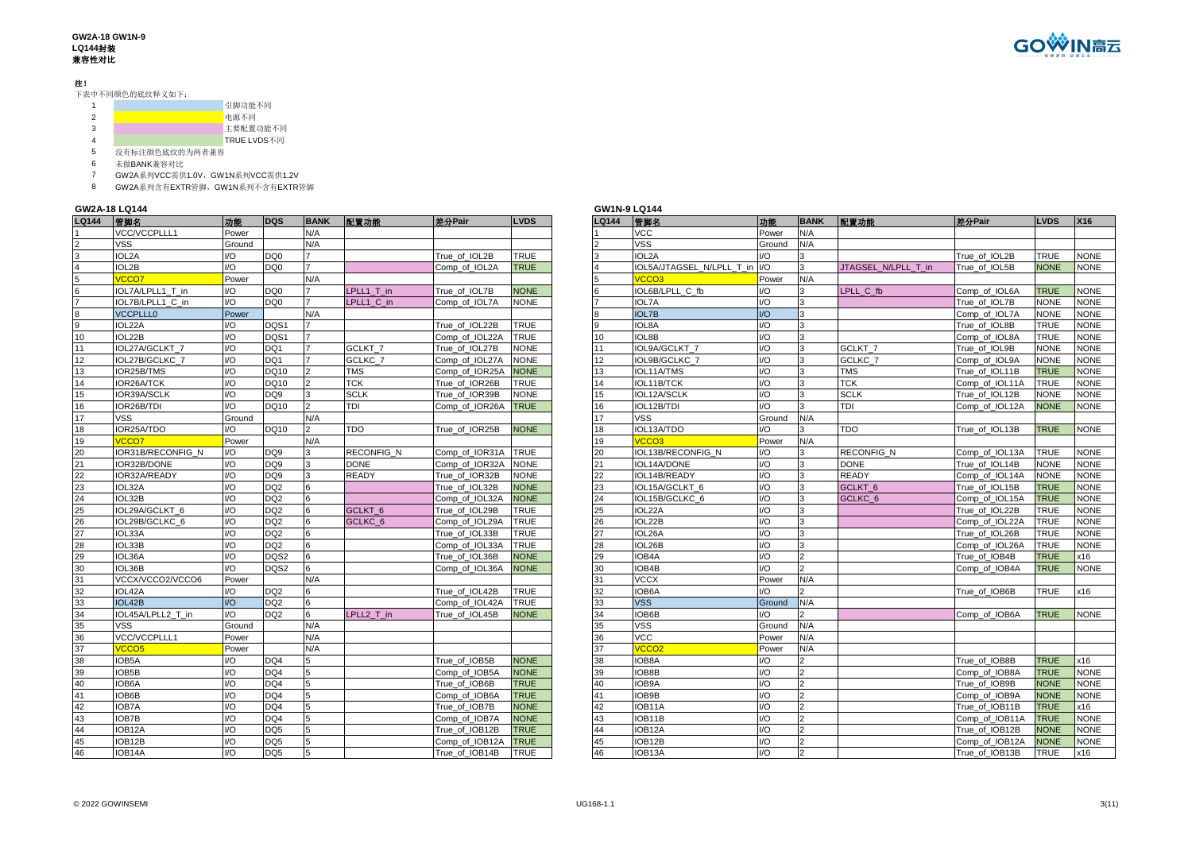**GW2A-18 GW1N-9**
**LQ144封装**
**兼容性对比**

**注！**

下表中不同颜色的底纹释义如下：

1. 引脚功能不同
2. 电源不同
3. 主要配置功能不同
4. TRUE LVDS不同
5. 没有标注颜色底纹的为两者兼容
6. 未做BANK兼容对比
7. GW2A系列VCC需供1.0V，GW1N系列VCC需供1.2V
8. GW2A系列含有EXTR管脚，GW1N系列不含有EXTR管脚

### GW2A-18 LQ144

| LQ144 | 管脚名 | 功能 | DQS | BANK | 配置功能 | 差分Pair | LVDS |
|---|---|---|---|---|---|---|---|
| 1 | VCC/VCCPLLL1 | Power | | N/A | | | |
| 2 | VSS | Ground | | N/A | | | |
| 3 | IOL2A | I/O | DQ0 | 7 | | True_of_IOL2B | TRUE |
| 4 | IOL2B | I/O | DQ0 | 7 | | Comp_of_IOL2A | TRUE |
| 5 | VCCO7 | Power | | N/A | | | |
| 6 | IOL7A/LPLL1_T_in | I/O | DQ0 | 7 | LPLL1_T_in | True_of_IOL7B | NONE |
| 7 | IOL7B/LPLL1_C_in | I/O | DQ0 | 7 | LPLL1_C_in | Comp_of_IOL7A | NONE |
| 8 | VCCPLLL0 | Power | | N/A | | | |
| 9 | IOL22A | I/O | DQS1 | 7 | | True_of_IOL22B | TRUE |
| 10 | IOL22B | I/O | DQS1 | 7 | | Comp_of_IOL22A | TRUE |
| 11 | IOL27A/GCLKT_7 | I/O | DQ1 | 7 | GCLKT_7 | True_of_IOL27B | NONE |
| 12 | IOL27B/GCLKC_7 | I/O | DQ1 | 7 | GCLKC_7 | Comp_of_IOL27A | NONE |
| 13 | IOR25B/TMS | I/O | DQ10 | 2 | TMS | Comp_of_IOR25A | NONE |
| 14 | IOR26A/TCK | I/O | DQ10 | 2 | TCK | True_of_IOR26B | TRUE |
| 15 | IOR39A/SCLK | I/O | DQ9 | 3 | SCLK | True_of_IOR39B | NONE |
| 16 | IOR26B/TDI | I/O | DQ10 | 2 | TDI | Comp_of_IOR26A | TRUE |
| 17 | VSS | Ground | | N/A | | | |
| 18 | IOR25A/TDO | I/O | DQ10 | 2 | TDO | True_of_IOR25B | NONE |
| 19 | VCCO7 | Power | | N/A | | | |
| 20 | IOR31B/RECONFIG_N | I/O | DQ9 | 3 | RECONFIG_N | Comp_of_IOR31A | TRUE |
| 21 | IOR32B/DONE | I/O | DQ9 | 3 | DONE | Comp_of_IOR32A | NONE |
| 22 | IOR32A/READY | I/O | DQ9 | 3 | READY | True_of_IOR32B | NONE |
| 23 | IOL32A | I/O | DQ2 | 6 | | True_of_IOL32B | NONE |
| 24 | IOL32B | I/O | DQ2 | 6 | | Comp_of_IOL32A | NONE |
| 25 | IOL29A/GCLKT_6 | I/O | DQ2 | 6 | GCLKT_6 | True_of_IOL29B | TRUE |
| 26 | IOL29B/GCLKC_6 | I/O | DQ2 | 6 | GCLKC_6 | Comp_of_IOL29A | TRUE |
| 27 | IOL33A | I/O | DQ2 | 6 | | True_of_IOL33B | TRUE |
| 28 | IOL33B | I/O | DQ2 | 6 | | Comp_of_IOL33A | TRUE |
| 29 | IOL36A | I/O | DQS2 | 6 | | True_of_IOL36B | NONE |
| 30 | IOL36B | I/O | DQS2 | 6 | | Comp_of_IOL36A | NONE |
| 31 | VCCX/VCCO2/VCCO6 | Power | | N/A | | | |
| 32 | IOL42A | I/O | DQ2 | 6 | | True_of_IOL42B | TRUE |
| 33 | IOL42B | I/O | DQ2 | 6 | | Comp_of_IOL42A | TRUE |
| 34 | IOL45A/LPLL2_T_in | I/O | DQ2 | 6 | LPLL2_T_in | True_of_IOL45B | NONE |
| 35 | VSS | Ground | | N/A | | | |
| 36 | VCC/VCCPLLL1 | Power | | N/A | | | |
| 37 | VCCO5 | Power | | N/A | | | |
| 38 | IOB5A | I/O | DQ4 | 5 | | True_of_IOB5B | NONE |
| 39 | IOB5B | I/O | DQ4 | 5 | | Comp_of_IOB5A | NONE |
| 40 | IOB6A | I/O | DQ4 | 5 | | True_of_IOB6B | TRUE |
| 41 | IOB6B | I/O | DQ4 | 5 | | Comp_of_IOB6A | TRUE |
| 42 | IOB7A | I/O | DQ4 | 5 | | True_of_IOB7B | NONE |
| 43 | IOB7B | I/O | DQ4 | 5 | | Comp_of_IOB7A | NONE |
| 44 | IOB12A | I/O | DQ5 | 5 | | True_of_IOB12B | TRUE |
| 45 | IOB12B | I/O | DQ5 | 5 | | Comp_of_IOB12A | TRUE |
| 46 | IOB14A | I/O | DQ5 | 5 | | True_of_IOB14B | TRUE |

### GW1N-9 LQ144

| LQ144 | 管脚名 | 功能 | BANK | 配置功能 | 差分Pair | LVDS | X16 |
|---|---|---|---|---|---|---|---|
| 1 | VCC | Power | N/A | | | | |
| 2 | VSS | Ground | N/A | | | | |
| 3 | IOL2A | I/O | 3 | | True_of_IOL2B | TRUE | NONE |
| 4 | IOL5A/JTAGSEL_N/LPLL_T_in | I/O | 3 | JTAGSEL_N/LPLL_T_in | True_of_IOL5B | NONE | NONE |
| 5 | VCCO3 | Power | N/A | | | | |
| 6 | IOL6B/LPLL_C_fb | I/O | 3 | LPLL_C_fb | Comp_of_IOL6A | TRUE | NONE |
| 7 | IOL7A | I/O | 3 | | True_of_IOL7B | NONE | NONE |
| 8 | IOL7B | I/O | 3 | | Comp_of_IOL7A | NONE | NONE |
| 9 | IOL8A | I/O | 3 | | True_of_IOL8B | TRUE | NONE |
| 10 | IOL8B | I/O | 3 | | Comp_of_IOL8A | TRUE | NONE |
| 11 | IOL9A/GCLKT_7 | I/O | 3 | GCLKT_7 | True_of_IOL9B | NONE | NONE |
| 12 | IOL9B/GCLKC_7 | I/O | 3 | GCLKC_7 | Comp_of_IOL9A | NONE | NONE |
| 13 | IOL11A/TMS | I/O | 3 | TMS | True_of_IOL11B | TRUE | NONE |
| 14 | IOL11B/TCK | I/O | 3 | TCK | Comp_of_IOL11A | TRUE | NONE |
| 15 | IOL12A/SCLK | I/O | 3 | SCLK | True_of_IOL12B | NONE | NONE |
| 16 | IOL12B/TDI | I/O | 3 | TDI | Comp_of_IOL12A | NONE | NONE |
| 17 | VSS | Ground | N/A | | | | |
| 18 | IOL13A/TDO | I/O | 3 | TDO | True_of_IOL13B | TRUE | NONE |
| 19 | VCCO3 | Power | N/A | | | | |
| 20 | IOL13B/RECONFIG_N | I/O | 3 | RECONFIG_N | Comp_of_IOL13A | TRUE | NONE |
| 21 | IOL14A/DONE | I/O | 3 | DONE | True_of_IOL14B | NONE | NONE |
| 22 | IOL14B/READY | I/O | 3 | READY | Comp_of_IOL14A | NONE | NONE |
| 23 | IOL15A/GCLKT_6 | I/O | 3 | GCLKT_6 | True_of_IOL15B | TRUE | NONE |
| 24 | IOL15B/GCLKC_6 | I/O | 3 | GCLKC_6 | Comp_of_IOL15A | TRUE | NONE |
| 25 | IOL22A | I/O | 3 | | True_of_IOL22B | TRUE | NONE |
| 26 | IOL22B | I/O | 3 | | Comp_of_IOL22A | TRUE | NONE |
| 27 | IOL26A | I/O | 3 | | True_of_IOL26B | TRUE | NONE |
| 28 | IOL26B | I/O | 3 | | Comp_of_IOL26A | TRUE | NONE |
| 29 | IOB4A | I/O | 2 | | True_of_IOB4B | TRUE | x16 |
| 30 | IOB4B | I/O | 2 | | Comp_of_IOB4A | TRUE | NONE |
| 31 | VCCX | Power | N/A | | | | |
| 32 | IOB6A | I/O | 2 | | True_of_IOB6B | TRUE | x16 |
| 33 | VSS | Ground | N/A | | | | |
| 34 | IOB6B | I/O | 2 | | Comp_of_IOB6A | TRUE | NONE |
| 35 | VSS | Ground | N/A | | | | |
| 36 | VCC | Power | N/A | | | | |
| 37 | VCCO2 | Power | N/A | | | | |
| 38 | IOB8A | I/O | 2 | | True_of_IOB8B | TRUE | x16 |
| 39 | IOB8B | I/O | 2 | | Comp_of_IOB8A | TRUE | NONE |
| 40 | IOB9A | I/O | 2 | | True_of_IOB9B | NONE | NONE |
| 41 | IOB9B | I/O | 2 | | Comp_of_IOB9A | NONE | NONE |
| 42 | IOB11A | I/O | 2 | | True_of_IOB11B | TRUE | x16 |
| 43 | IOB11B | I/O | 2 | | Comp_of_IOB11A | TRUE | NONE |
| 44 | IOB12A | I/O | 2 | | True_of_IOB12B | NONE | NONE |
| 45 | IOB12B | I/O | 2 | | Comp_of_IOB12A | NONE | NONE |
| 46 | IOB13A | I/O | 2 | | True_of_IOB13B | TRUE | x16 |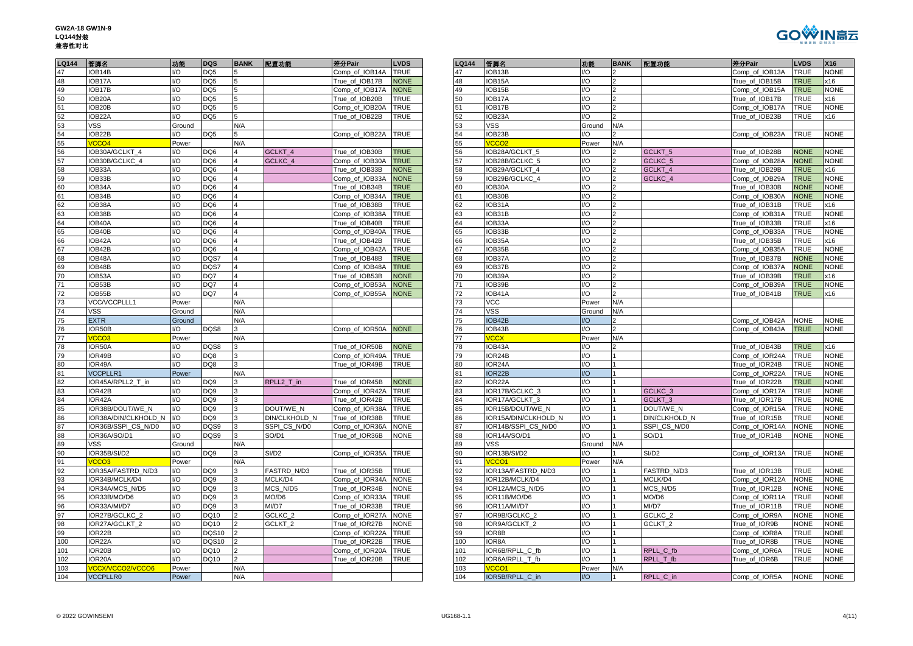**GW2A-18 GW1N-9**
**LQ144封装**
**兼容性对比**

| LQ144 | 管脚名 | 功能 | DQS | BANK | 配置功能 | 差分Pair | LVDS |
|---|---|---|---|---|---|---|---|
| 47 | IOB14B | I/O | DQ5 | 5 | | Comp_of_IOB14A | TRUE |
| 48 | IOB17A | I/O | DQ5 | 5 | | True_of_IOB17B | NONE |
| 49 | IOB17B | I/O | DQ5 | 5 | | Comp_of_IOB17A | NONE |
| 50 | IOB20A | I/O | DQ5 | 5 | | True_of_IOB20B | TRUE |
| 51 | IOB20B | I/O | DQ5 | 5 | | Comp_of_IOB20A | TRUE |
| 52 | IOB22A | I/O | DQ5 | 5 | | True_of_IOB22B | TRUE |
| 53 | VSS | Ground | | N/A | | | |
| 54 | IOB22B | I/O | DQ5 | 5 | | Comp_of_IOB22A | TRUE |
| 55 | VCCO4 | Power | | N/A | | | |
| 56 | IOB30A/GCLKT_4 | I/O | DQ6 | 4 | GCLKT_4 | True_of_IOB30B | TRUE |
| 57 | IOB30B/GCLKC_4 | I/O | DQ6 | 4 | GCLKC_4 | Comp_of_IOB30A | TRUE |
| 58 | IOB33A | I/O | DQ6 | 4 | | True_of_IOB33B | NONE |
| 59 | IOB33B | I/O | DQ6 | 4 | | Comp_of_IOB33A | NONE |
| 60 | IOB34A | I/O | DQ6 | 4 | | True_of_IOB34B | TRUE |
| 61 | IOB34B | I/O | DQ6 | 4 | | Comp_of_IOB34A | TRUE |
| 62 | IOB38A | I/O | DQ6 | 4 | | True_of_IOB38B | TRUE |
| 63 | IOB38B | I/O | DQ6 | 4 | | Comp_of_IOB38A | TRUE |
| 64 | IOB40A | I/O | DQ6 | 4 | | True_of_IOB40B | TRUE |
| 65 | IOB40B | I/O | DQ6 | 4 | | Comp_of_IOB40A | TRUE |
| 66 | IOB42A | I/O | DQ6 | 4 | | True_of_IOB42B | TRUE |
| 67 | IOB42B | I/O | DQ6 | 4 | | Comp_of_IOB42A | TRUE |
| 68 | IOB48A | I/O | DQS7 | 4 | | True_of_IOB48B | TRUE |
| 69 | IOB48B | I/O | DQS7 | 4 | | Comp_of_IOB48A | TRUE |
| 70 | IOB53A | I/O | DQ7 | 4 | | True_of_IOB53B | NONE |
| 71 | IOB53B | I/O | DQ7 | 4 | | Comp_of_IOB53A | NONE |
| 72 | IOB55B | I/O | DQ7 | 4 | | Comp_of_IOB55A | NONE |
| 73 | VCC/VCCPLLL1 | Power | | N/A | | | |
| 74 | VSS | Ground | | N/A | | | |
| 75 | EXTR | Ground | | N/A | | | |
| 76 | IOR50B | I/O | DQS8 | 3 | | Comp_of_IOR50A | NONE |
| 77 | VCCO3 | Power | | N/A | | | |
| 78 | IOR50A | I/O | DQS8 | 3 | | True_of_IOR50B | NONE |
| 79 | IOR49B | I/O | DQ8 | 3 | | Comp_of_IOR49A | TRUE |
| 80 | IOR49A | I/O | DQ8 | 3 | | True_of_IOR49B | TRUE |
| 81 | VCCPLLR1 | Power | | N/A | | | |
| 82 | IOR45A/RPLL2_T_in | I/O | DQ9 | 3 | RPLL2_T_in | True_of_IOR45B | NONE |
| 83 | IOR42B | I/O | DQ9 | 3 | | Comp_of_IOR42A | TRUE |
| 84 | IOR42A | I/O | DQ9 | 3 | | True_of_IOR42B | TRUE |
| 85 | IOR38B/DOUT/WE_N | I/O | DQ9 | 3 | DOUT/WE_N | Comp_of_IOR38A | TRUE |
| 86 | IOR38A/DIN/CLKHOLD_N | I/O | DQ9 | 3 | DIN/CLKHOLD_N | True_of_IOR38B | TRUE |
| 87 | IOR36B/SSPI_CS_N/D0 | I/O | DQS9 | 3 | SSPI_CS_N/D0 | Comp_of_IOR36A | NONE |
| 88 | IOR36A/SO/D1 | I/O | DQS9 | 3 | SO/D1 | True_of_IOR36B | NONE |
| 89 | VSS | Ground | | N/A | | | |
| 90 | IOR35B/SI/D2 | I/O | DQ9 | 3 | SI/D2 | Comp_of_IOR35A | TRUE |
| 91 | VCCO3 | Power | | N/A | | | |
| 92 | IOR35A/FASTRD_N/D3 | I/O | DQ9 | 3 | FASTRD_N/D3 | True_of_IOR35B | TRUE |
| 93 | IOR34B/MCLK/D4 | I/O | DQ9 | 3 | MCLK/D4 | Comp_of_IOR34A | NONE |
| 94 | IOR34A/MCS_N/D5 | I/O | DQ9 | 3 | MCS_N/D5 | True_of_IOR34B | NONE |
| 95 | IOR33B/MO/D6 | I/O | DQ9 | 3 | MO/D6 | Comp_of_IOR33A | TRUE |
| 96 | IOR33A/MI/D7 | I/O | DQ9 | 3 | MI/D7 | True_of_IOR33B | TRUE |
| 97 | IOR27B/GCLKC_2 | I/O | DQ10 | 2 | GCLKC_2 | Comp_of_IOR27A | NONE |
| 98 | IOR27A/GCLKT_2 | I/O | DQ10 | 2 | GCLKT_2 | True_of_IOR27B | NONE |
| 99 | IOR22B | I/O | DQS10 | 2 | | Comp_of_IOR22A | TRUE |
| 100 | IOR22A | I/O | DQS10 | 2 | | True_of_IOR22B | TRUE |
| 101 | IOR20B | I/O | DQ10 | 2 | | Comp_of_IOR20A | TRUE |
| 102 | IOR20A | I/O | DQ10 | 2 | | True_of_IOR20B | TRUE |
| 103 | VCCX/VCCO2/VCCO6 | Power | | N/A | | | |
| 104 | VCCPLLR0 | Power | | N/A | | | |

| LQ144 | 管脚名 | 功能 | BANK | 配置功能 | 差分Pair | LVDS | X16 |
|---|---|---|---|---|---|---|---|
| 47 | IOB13B | I/O | 2 | | Comp_of_IOB13A | TRUE | NONE |
| 48 | IOB15A | I/O | 2 | | True_of_IOB15B | TRUE | x16 |
| 49 | IOB15B | I/O | 2 | | Comp_of_IOB15A | TRUE | NONE |
| 50 | IOB17A | I/O | 2 | | True_of_IOB17B | TRUE | x16 |
| 51 | IOB17B | I/O | 2 | | Comp_of_IOB17A | TRUE | NONE |
| 52 | IOB23A | I/O | 2 | | True_of_IOB23B | TRUE | x16 |
| 53 | VSS | Ground | N/A | | | | |
| 54 | IOB23B | I/O | 2 | | Comp_of_IOB23A | TRUE | NONE |
| 55 | VCCO2 | Power | N/A | | | | |
| 56 | IOB28A/GCLKT_5 | I/O | 2 | GCLKT_5 | True_of_IOB28B | NONE | NONE |
| 57 | IOB28B/GCLKC_5 | I/O | 2 | GCLKC_5 | Comp_of_IOB28A | NONE | NONE |
| 58 | IOB29A/GCLKT_4 | I/O | 2 | GCLKT_4 | True_of_IOB29B | TRUE | x16 |
| 59 | IOB29B/GCLKC_4 | I/O | 2 | GCLKC_4 | Comp_of_IOB29A | TRUE | NONE |
| 60 | IOB30A | I/O | 2 | | True_of_IOB30B | NONE | NONE |
| 61 | IOB30B | I/O | 2 | | Comp_of_IOB30A | NONE | NONE |
| 62 | IOB31A | I/O | 2 | | True_of_IOB31B | TRUE | x16 |
| 63 | IOB31B | I/O | 2 | | Comp_of_IOB31A | TRUE | NONE |
| 64 | IOB33A | I/O | 2 | | True_of_IOB33B | TRUE | x16 |
| 65 | IOB33B | I/O | 2 | | Comp_of_IOB33A | TRUE | NONE |
| 66 | IOB35A | I/O | 2 | | True_of_IOB35B | TRUE | x16 |
| 67 | IOB35B | I/O | 2 | | Comp_of_IOB35A | TRUE | NONE |
| 68 | IOB37A | I/O | 2 | | True_of_IOB37B | NONE | NONE |
| 69 | IOB37B | I/O | 2 | | Comp_of_IOB37A | NONE | NONE |
| 70 | IOB39A | I/O | 2 | | True_of_IOB39B | TRUE | x16 |
| 71 | IOB39B | I/O | 2 | | Comp_of_IOB39A | TRUE | NONE |
| 72 | IOB41A | I/O | 2 | | True_of_IOB41B | TRUE | x16 |
| 73 | VCC | Power | N/A | | | | |
| 74 | VSS | Ground | N/A | | | | |
| 75 | IOB42B | I/O | 2 | | Comp_of_IOB42A | NONE | NONE |
| 76 | IOB43B | I/O | 2 | | Comp_of_IOB43A | TRUE | NONE |
| 77 | VCCX | Power | N/A | | | | |
| 78 | IOB43A | I/O | 2 | | True_of_IOB43B | TRUE | x16 |
| 79 | IOR24B | I/O | 1 | | Comp_of_IOR24A | TRUE | NONE |
| 80 | IOR24A | I/O | 1 | | True_of_IOR24B | TRUE | NONE |
| 81 | IOR22B | I/O | 1 | | Comp_of_IOR22A | TRUE | NONE |
| 82 | IOR22A | I/O | 1 | | True_of_IOR22B | TRUE | NONE |
| 83 | IOR17B/GCLKC_3 | I/O | 1 | GCLKC_3 | Comp_of_IOR17A | TRUE | NONE |
| 84 | IOR17A/GCLKT_3 | I/O | 1 | GCLKT_3 | True_of_IOR17B | TRUE | NONE |
| 85 | IOR15B/DOUT/WE_N | I/O | 1 | DOUT/WE_N | Comp_of_IOR15A | TRUE | NONE |
| 86 | IOR15A/DIN/CLKHOLD_N | I/O | 1 | DIN/CLKHOLD_N | True_of_IOR15B | TRUE | NONE |
| 87 | IOR14B/SSPI_CS_N/D0 | I/O | 1 | SSPI_CS_N/D0 | Comp_of_IOR14A | NONE | NONE |
| 88 | IOR14A/SO/D1 | I/O | 1 | SO/D1 | True_of_IOR14B | NONE | NONE |
| 89 | VSS | Ground | N/A | | | | |
| 90 | IOR13B/SI/D2 | I/O | 1 | SI/D2 | Comp_of_IOR13A | TRUE | NONE |
| 91 | VCCO1 | Power | N/A | | | | |
| 92 | IOR13A/FASTRD_N/D3 | I/O | 1 | FASTRD_N/D3 | True_of_IOR13B | TRUE | NONE |
| 93 | IOR12B/MCLK/D4 | I/O | 1 | MCLK/D4 | Comp_of_IOR12A | NONE | NONE |
| 94 | IOR12A/MCS_N/D5 | I/O | 1 | MCS_N/D5 | True_of_IOR12B | NONE | NONE |
| 95 | IOR11B/MO/D6 | I/O | 1 | MO/D6 | Comp_of_IOR11A | TRUE | NONE |
| 96 | IOR11A/MI/D7 | I/O | 1 | MI/D7 | True_of_IOR11B | TRUE | NONE |
| 97 | IOR9B/GCLKC_2 | I/O | 1 | GCLKC_2 | Comp_of_IOR9A | NONE | NONE |
| 98 | IOR9A/GCLKT_2 | I/O | 1 | GCLKT_2 | True_of_IOR9B | NONE | NONE |
| 99 | IOR8B | I/O | 1 | | Comp_of_IOR8A | TRUE | NONE |
| 100 | IOR8A | I/O | 1 | | True_of_IOR8B | TRUE | NONE |
| 101 | IOR6B/RPLL_C_fb | I/O | 1 | RPLL_C_fb | Comp_of_IOR6A | TRUE | NONE |
| 102 | IOR6A/RPLL_T_fb | I/O | 1 | RPLL_T_fb | True_of_IOR6B | TRUE | NONE |
| 103 | VCCO1 | Power | N/A | | | | |
| 104 | IOR5B/RPLL_C_in | I/O | 1 | RPLL_C_in | Comp_of_IOR5A | NONE | NONE |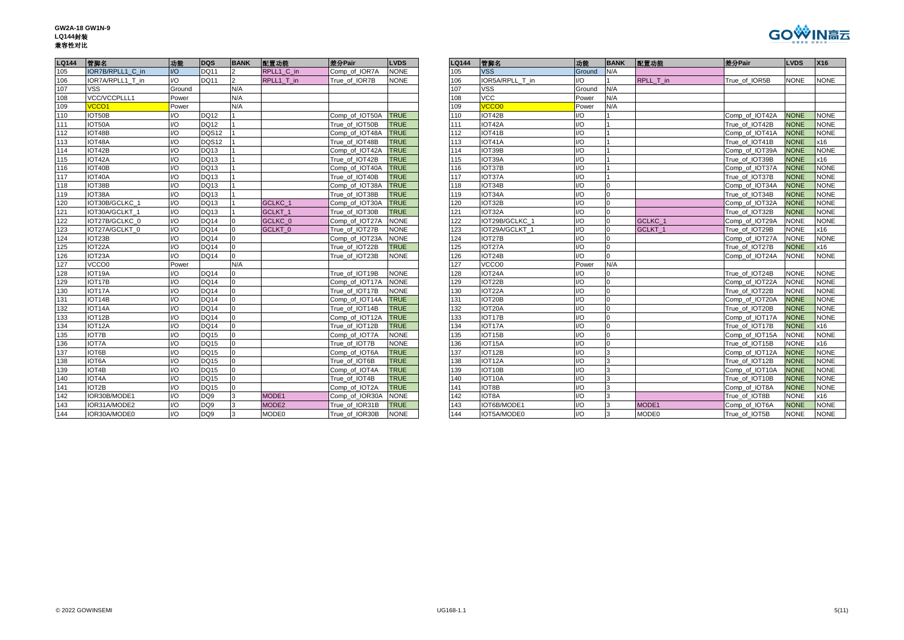**GW2A-18 GW1N-9**
**LQ144封装**
**兼容性对比**

| LQ144 | 管脚名 | 功能 | DQS | BANK | 配置功能 | 差分Pair | LVDS |
|---|---|---|---|---|---|---|---|
| 105 | IOR7B/RPLL1_C_in | I/O | DQ11 | 2 | RPLL1_C_in | Comp_of_IOR7A | NONE |
| 106 | IOR7A/RPLL1_T_in | I/O | DQ11 | 2 | RPLL1_T_in | True_of_IOR7B | NONE |
| 107 | VSS | Ground | | N/A | | | |
| 108 | VCC/VCCPLLL1 | Power | | N/A | | | |
| 109 | VCCO1 | Power | | N/A | | | |
| 110 | IOT50B | I/O | DQ12 | 1 | | Comp_of_IOT50A | TRUE |
| 111 | IOT50A | I/O | DQ12 | 1 | | True_of_IOT50B | TRUE |
| 112 | IOT48B | I/O | DQS12 | 1 | | Comp_of_IOT48A | TRUE |
| 113 | IOT48A | I/O | DQS12 | 1 | | True_of_IOT48B | TRUE |
| 114 | IOT42B | I/O | DQ13 | 1 | | Comp_of_IOT42A | TRUE |
| 115 | IOT42A | I/O | DQ13 | 1 | | True_of_IOT42B | TRUE |
| 116 | IOT40B | I/O | DQ13 | 1 | | Comp_of_IOT40A | TRUE |
| 117 | IOT40A | I/O | DQ13 | 1 | | True_of_IOT40B | TRUE |
| 118 | IOT38B | I/O | DQ13 | 1 | | Comp_of_IOT38A | TRUE |
| 119 | IOT38A | I/O | DQ13 | 1 | | True_of_IOT38B | TRUE |
| 120 | IOT30B/GCLKC_1 | I/O | DQ13 | 1 | GCLKC_1 | Comp_of_IOT30A | TRUE |
| 121 | IOT30A/GCLKT_1 | I/O | DQ13 | 1 | GCLKT_1 | True_of_IOT30B | TRUE |
| 122 | IOT27B/GCLKC_0 | I/O | DQ14 | 0 | GCLKC_0 | Comp_of_IOT27A | NONE |
| 123 | IOT27A/GCLKT_0 | I/O | DQ14 | 0 | GCLKT_0 | True_of_IOT27B | NONE |
| 124 | IOT23B | I/O | DQ14 | 0 | | Comp_of_IOT23A | NONE |
| 125 | IOT22A | I/O | DQ14 | 0 | | True_of_IOT22B | TRUE |
| 126 | IOT23A | I/O | DQ14 | 0 | | True_of_IOT23B | NONE |
| 127 | VCCO0 | Power | | N/A | | | |
| 128 | IOT19A | I/O | DQ14 | 0 | | True_of_IOT19B | NONE |
| 129 | IOT17B | I/O | DQ14 | 0 | | Comp_of_IOT17A | NONE |
| 130 | IOT17A | I/O | DQ14 | 0 | | True_of_IOT17B | NONE |
| 131 | IOT14B | I/O | DQ14 | 0 | | Comp_of_IOT14A | TRUE |
| 132 | IOT14A | I/O | DQ14 | 0 | | True_of_IOT14B | TRUE |
| 133 | IOT12B | I/O | DQ14 | 0 | | Comp_of_IOT12A | TRUE |
| 134 | IOT12A | I/O | DQ14 | 0 | | True_of_IOT12B | TRUE |
| 135 | IOT7B | I/O | DQ15 | 0 | | Comp_of_IOT7A | NONE |
| 136 | IOT7A | I/O | DQ15 | 0 | | True_of_IOT7B | NONE |
| 137 | IOT6B | I/O | DQ15 | 0 | | Comp_of_IOT6A | TRUE |
| 138 | IOT6A | I/O | DQ15 | 0 | | True_of_IOT6B | TRUE |
| 139 | IOT4B | I/O | DQ15 | 0 | | Comp_of_IOT4A | TRUE |
| 140 | IOT4A | I/O | DQ15 | 0 | | True_of_IOT4B | TRUE |
| 141 | IOT2B | I/O | DQ15 | 0 | | Comp_of_IOT2A | TRUE |
| 142 | IOR30B/MODE1 | I/O | DQ9 | 3 | MODE1 | Comp_of_IOR30A | NONE |
| 143 | IOR31A/MODE2 | I/O | DQ9 | 3 | MODE2 | True_of_IOR31B | TRUE |
| 144 | IOR30A/MODE0 | I/O | DQ9 | 3 | MODE0 | True_of_IOR30B | NONE |

| LQ144 | 管脚名 | 功能 | BANK | 配置功能 | 差分Pair | LVDS | X16 |
|---|---|---|---|---|---|---|---|
| 105 | VSS | Ground | N/A | | | | |
| 106 | IOR5A/RPLL_T_in | I/O | 1 | RPLL_T_in | True_of_IOR5B | NONE | NONE |
| 107 | VSS | Ground | N/A | | | | |
| 108 | VCC | Power | N/A | | | | |
| 109 | VCCO0 | Power | N/A | | | | |
| 110 | IOT42B | I/O | 1 | | Comp_of_IOT42A | NONE | NONE |
| 111 | IOT42A | I/O | 1 | | True_of_IOT42B | NONE | NONE |
| 112 | IOT41B | I/O | 1 | | Comp_of_IOT41A | NONE | NONE |
| 113 | IOT41A | I/O | 1 | | True_of_IOT41B | NONE | x16 |
| 114 | IOT39B | I/O | 1 | | Comp_of_IOT39A | NONE | NONE |
| 115 | IOT39A | I/O | 1 | | True_of_IOT39B | NONE | x16 |
| 116 | IOT37B | I/O | 1 | | Comp_of_IOT37A | NONE | NONE |
| 117 | IOT37A | I/O | 1 | | True_of_IOT37B | NONE | NONE |
| 118 | IOT34B | I/O | 0 | | Comp_of_IOT34A | NONE | NONE |
| 119 | IOT34A | I/O | 0 | | True_of_IOT34B | NONE | NONE |
| 120 | IOT32B | I/O | 0 | | Comp_of_IOT32A | NONE | NONE |
| 121 | IOT32A | I/O | 0 | | True_of_IOT32B | NONE | NONE |
| 122 | IOT29B/GCLKC_1 | I/O | 0 | GCLKC_1 | Comp_of_IOT29A | NONE | NONE |
| 123 | IOT29A/GCLKT_1 | I/O | 0 | GCLKT_1 | True_of_IOT29B | NONE | x16 |
| 124 | IOT27B | I/O | 0 | | Comp_of_IOT27A | NONE | NONE |
| 125 | IOT27A | I/O | 0 | | True_of_IOT27B | NONE | x16 |
| 126 | IOT24B | I/O | 0 | | Comp_of_IOT24A | NONE | NONE |
| 127 | VCCO0 | Power | N/A | | | | |
| 128 | IOT24A | I/O | 0 | | True_of_IOT24B | NONE | NONE |
| 129 | IOT22B | I/O | 0 | | Comp_of_IOT22A | NONE | NONE |
| 130 | IOT22A | I/O | 0 | | True_of_IOT22B | NONE | NONE |
| 131 | IOT20B | I/O | 0 | | Comp_of_IOT20A | NONE | NONE |
| 132 | IOT20A | I/O | 0 | | True_of_IOT20B | NONE | NONE |
| 133 | IOT17B | I/O | 0 | | Comp_of_IOT17A | NONE | NONE |
| 134 | IOT17A | I/O | 0 | | True_of_IOT17B | NONE | x16 |
| 135 | IOT15B | I/O | 0 | | Comp_of_IOT15A | NONE | NONE |
| 136 | IOT15A | I/O | 0 | | True_of_IOT15B | NONE | x16 |
| 137 | IOT12B | I/O | 3 | | Comp_of_IOT12A | NONE | NONE |
| 138 | IOT12A | I/O | 3 | | True_of_IOT12B | NONE | NONE |
| 139 | IOT10B | I/O | 3 | | Comp_of_IOT10A | NONE | NONE |
| 140 | IOT10A | I/O | 3 | | True_of_IOT10B | NONE | NONE |
| 141 | IOT8B | I/O | 3 | | Comp_of_IOT8A | NONE | NONE |
| 142 | IOT8A | I/O | 3 | | True_of_IOT8B | NONE | x16 |
| 143 | IOT6B/MODE1 | I/O | 3 | MODE1 | Comp_of_IOT6A | NONE | NONE |
| 144 | IOT5A/MODE0 | I/O | 3 | MODE0 | True_of_IOT5B | NONE | NONE |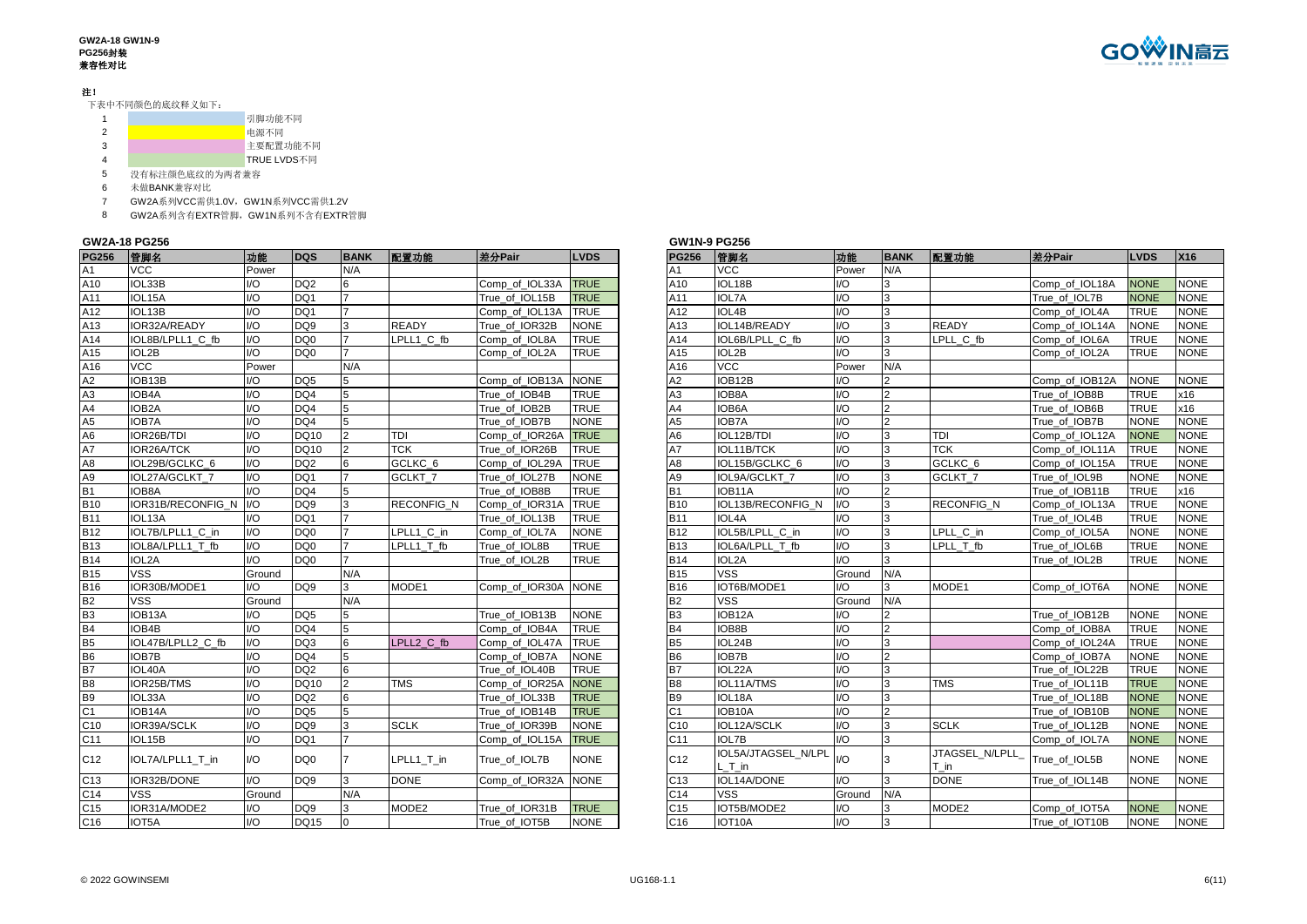GW2A-18 GW1N-9
PG256封装
兼容性对比

**注!**

下表中不同颜色的底纹释义如下：

1. 引脚功能不同
2. 电源不同
3. 主要配置功能不同
4. TRUE LVDS不同
5. 没有标注颜色底纹的为两者兼容
6. 未做BANK兼容对比
7. GW2A系列VCC需供1.0V，GW1N系列VCC需供1.2V
8. GW2A系列含有EXTR管脚，GW1N系列不含有EXTR管脚

## GW2A-18 PG256

| PG256 | 管脚名 | 功能 | DQS | BANK | 配置功能 | 差分Pair | LVDS |
|---|---|---|---|---|---|---|---|
| A1 | VCC | Power | | N/A | | | |
| A10 | IOL33B | I/O | DQ2 | 6 | | Comp_of_IOL33A | TRUE |
| A11 | IOL15A | I/O | DQ1 | 7 | | True_of_IOL15B | TRUE |
| A12 | IOL13B | I/O | DQ1 | 7 | | Comp_of_IOL13A | TRUE |
| A13 | IOR32A/READY | I/O | DQ9 | 3 | READY | True_of_IOR32B | NONE |
| A14 | IOL8B/LPLL1_C_fb | I/O | DQ0 | 7 | LPLL1_C_fb | Comp_of_IOL8A | TRUE |
| A15 | IOL2B | I/O | DQ0 | 7 | | Comp_of_IOL2A | TRUE |
| A16 | VCC | Power | | N/A | | | |
| A2 | IOB13B | I/O | DQ5 | 5 | | Comp_of_IOB13A | NONE |
| A3 | IOB4A | I/O | DQ4 | 5 | | True_of_IOB4B | TRUE |
| A4 | IOB2A | I/O | DQ4 | 5 | | True_of_IOB2B | TRUE |
| A5 | IOB7A | I/O | DQ4 | 5 | | True_of_IOB7B | NONE |
| A6 | IOR26B/TDI | I/O | DQ10 | 2 | TDI | Comp_of_IOR26A | TRUE |
| A7 | IOR26A/TCK | I/O | DQ10 | 2 | TCK | True_of_IOR26B | TRUE |
| A8 | IOL29B/GCLKC_6 | I/O | DQ2 | 6 | GCLKC_6 | Comp_of_IOL29A | TRUE |
| A9 | IOL27A/GCLKT_7 | I/O | DQ1 | 7 | GCLKT_7 | True_of_IOL27B | NONE |
| B1 | IOB8A | I/O | DQ4 | 5 | | True_of_IOB8B | TRUE |
| B10 | IOR31B/RECONFIG_N | I/O | DQ9 | 3 | RECONFIG_N | Comp_of_IOR31A | TRUE |
| B11 | IOL13A | I/O | DQ1 | 7 | | True_of_IOL13B | TRUE |
| B12 | IOL7B/LPLL1_C_in | I/O | DQ0 | 7 | LPLL1_C_in | Comp_of_IOL7A | NONE |
| B13 | IOL8A/LPLL1_T_fb | I/O | DQ0 | 7 | LPLL1_T_fb | True_of_IOL8B | TRUE |
| B14 | IOL2A | I/O | DQ0 | 7 | | True_of_IOL2B | TRUE |
| B15 | VSS | Ground | | N/A | | | |
| B16 | IOR30B/MODE1 | I/O | DQ9 | 3 | MODE1 | Comp_of_IOR30A | NONE |
| B2 | VSS | Ground | | N/A | | | |
| B3 | IOB13A | I/O | DQ5 | 5 | | True_of_IOB13B | NONE |
| B4 | IOB4B | I/O | DQ4 | 5 | | Comp_of_IOB4A | TRUE |
| B5 | IOL47B/LPLL2_C_fb | I/O | DQ3 | 6 | LPLL2_C_fb | Comp_of_IOL47A | TRUE |
| B6 | IOB7B | I/O | DQ4 | 5 | | Comp_of_IOB7A | NONE |
| B7 | IOL40A | I/O | DQ2 | 6 | | True_of_IOL40B | TRUE |
| B8 | IOR25B/TMS | I/O | DQ10 | 2 | TMS | Comp_of_IOR25A | NONE |
| B9 | IOL33A | I/O | DQ2 | 6 | | True_of_IOL33B | TRUE |
| C1 | IOB14A | I/O | DQ5 | 5 | | True_of_IOB14B | TRUE |
| C10 | IOR39A/SCLK | I/O | DQ9 | 3 | SCLK | True_of_IOR39B | NONE |
| C11 | IOL15B | I/O | DQ1 | 7 | | Comp_of_IOL15A | TRUE |
| C12 | IOL7A/LPLL1_T_in | I/O | DQ0 | 7 | LPLL1_T_in | True_of_IOL7B | NONE |
| C13 | IOR32B/DONE | I/O | DQ9 | 3 | DONE | Comp_of_IOR32A | NONE |
| C14 | VSS | Ground | | N/A | | | |
| C15 | IOR31A/MODE2 | I/O | DQ9 | 3 | MODE2 | True_of_IOR31B | TRUE |
| C16 | IOT5A | I/O | DQ15 | 0 | | True_of_IOT5B | NONE |

## GW1N-9 PG256

| PG256 | 管脚名 | 功能 | BANK | 配置功能 | 差分Pair | LVDS | X16 |
|---|---|---|---|---|---|---|---|
| A1 | VCC | Power | N/A | | | | |
| A10 | IOL18B | I/O | 3 | | Comp_of_IOL18A | NONE | NONE |
| A11 | IOL7A | I/O | 3 | | True_of_IOL7B | NONE | NONE |
| A12 | IOL4B | I/O | 3 | | Comp_of_IOL4A | TRUE | NONE |
| A13 | IOL14B/READY | I/O | 3 | READY | Comp_of_IOL14A | NONE | NONE |
| A14 | IOL6B/LPLL_C_fb | I/O | 3 | LPLL_C_fb | Comp_of_IOL6A | TRUE | NONE |
| A15 | IOL2B | I/O | 3 | | Comp_of_IOL2A | TRUE | NONE |
| A16 | VCC | Power | N/A | | | | |
| A2 | IOB12B | I/O | 2 | | Comp_of_IOB12A | NONE | NONE |
| A3 | IOB8A | I/O | 2 | | True_of_IOB8B | TRUE | x16 |
| A4 | IOB6A | I/O | 2 | | True_of_IOB6B | TRUE | x16 |
| A5 | IOB7A | I/O | 2 | | True_of_IOB7B | NONE | NONE |
| A6 | IOL12B/TDI | I/O | 3 | TDI | Comp_of_IOL12A | NONE | NONE |
| A7 | IOL11B/TCK | I/O | 3 | TCK | Comp_of_IOL11A | TRUE | NONE |
| A8 | IOL15B/GCLKC_6 | I/O | 3 | GCLKC_6 | Comp_of_IOL15A | TRUE | NONE |
| A9 | IOL9A/GCLKT_7 | I/O | 3 | GCLKT_7 | True_of_IOL9B | NONE | NONE |
| B1 | IOB11A | I/O | 2 | | True_of_IOB11B | TRUE | x16 |
| B10 | IOL13B/RECONFIG_N | I/O | 3 | RECONFIG_N | Comp_of_IOL13A | TRUE | NONE |
| B11 | IOL4A | I/O | 3 | | True_of_IOL4B | TRUE | NONE |
| B12 | IOL5B/LPLL_C_in | I/O | 3 | LPLL_C_in | Comp_of_IOL5A | NONE | NONE |
| B13 | IOL6A/LPLL_T_fb | I/O | 3 | LPLL_T_fb | True_of_IOL6B | TRUE | NONE |
| B14 | IOL2A | I/O | 3 | | True_of_IOL2B | TRUE | NONE |
| B15 | VSS | Ground | N/A | | | | |
| B16 | IOT6B/MODE1 | I/O | 3 | MODE1 | Comp_of_IOT6A | NONE | NONE |
| B2 | VSS | Ground | N/A | | | | |
| B3 | IOB12A | I/O | 2 | | True_of_IOB12B | NONE | NONE |
| B4 | IOB8B | I/O | 2 | | Comp_of_IOB8A | TRUE | NONE |
| B5 | IOL24B | I/O | 3 | | Comp_of_IOL24A | TRUE | NONE |
| B6 | IOB7B | I/O | 2 | | Comp_of_IOB7A | NONE | NONE |
| B7 | IOL22A | I/O | 3 | | True_of_IOL22B | TRUE | NONE |
| B8 | IOL11A/TMS | I/O | 3 | TMS | True_of_IOL11B | TRUE | NONE |
| B9 | IOL18A | I/O | 3 | | True_of_IOL18B | NONE | NONE |
| C1 | IOB10A | I/O | 2 | | True_of_IOB10B | NONE | NONE |
| C10 | IOL12A/SCLK | I/O | 3 | SCLK | True_of_IOL12B | NONE | NONE |
| C11 | IOL7B | I/O | 3 | | Comp_of_IOL7A | NONE | NONE |
| C12 | IOL5A/JTAGSEL_N/LPLL_T_in | I/O | 3 | JTAGSEL_N/LPLL_T_in | True_of_IOL5B | NONE | NONE |
| C13 | IOL14A/DONE | I/O | 3 | DONE | True_of_IOL14B | NONE | NONE |
| C14 | VSS | Ground | N/A | | | | |
| C15 | IOT5B/MODE2 | I/O | 3 | MODE2 | Comp_of_IOT5A | NONE | NONE |
| C16 | IOT10A | I/O | 3 | | True_of_IOT10B | NONE | NONE |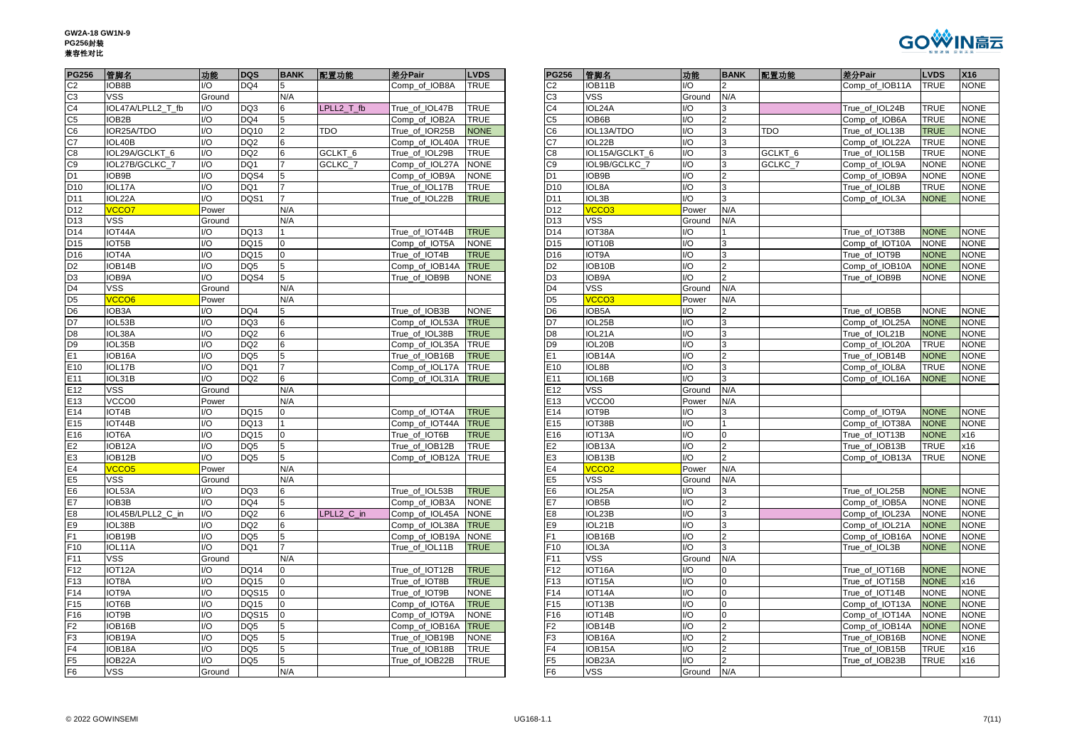**GW2A-18 GW1N-9**
**PG256封装**
**兼容性对比**

| PG256 | 管脚名 | 功能 | DQS | BANK | 配置功能 | 差分Pair | LVDS |
|---|---|---|---|---|---|---|---|
| C2 | IOB8B | I/O | DQ4 | 5 | | Comp_of_IOB8A | TRUE |
| C3 | VSS | Ground | | N/A | | | |
| C4 | IOL47A/LPLL2_T_fb | I/O | DQ3 | 6 | LPLL2_T_fb | True_of_IOL47B | TRUE |
| C5 | IOB2B | I/O | DQ4 | 5 | | Comp_of_IOB2A | TRUE |
| C6 | IOR25A/TDO | I/O | DQ10 | 2 | TDO | True_of_IOR25B | NONE |
| C7 | IOL40B | I/O | DQ2 | 6 | | Comp_of_IOL40A | TRUE |
| C8 | IOL29A/GCLKT_6 | I/O | DQ2 | 6 | GCLKT_6 | True_of_IOL29B | TRUE |
| C9 | IOL27B/GCLKC_7 | I/O | DQ1 | 7 | GCLKC_7 | Comp_of_IOL27A | NONE |
| D1 | IOB9B | I/O | DQS4 | 5 | | Comp_of_IOB9A | NONE |
| D10 | IOL17A | I/O | DQ1 | 7 | | True_of_IOL17B | TRUE |
| D11 | IOL22A | I/O | DQS1 | 7 | | True_of_IOL22B | TRUE |
| D12 | VCCO7 | Power | | N/A | | | |
| D13 | VSS | Ground | | N/A | | | |
| D14 | IOT44A | I/O | DQ13 | 1 | | True_of_IOT44B | TRUE |
| D15 | IOT5B | I/O | DQ15 | 0 | | Comp_of_IOT5A | NONE |
| D16 | IOT4A | I/O | DQ15 | 0 | | True_of_IOT4B | TRUE |
| D2 | IOB14B | I/O | DQ5 | 5 | | Comp_of_IOB14A | TRUE |
| D3 | IOB9A | I/O | DQS4 | 5 | | True_of_IOB9B | NONE |
| D4 | VSS | Ground | | N/A | | | |
| D5 | VCCO6 | Power | | N/A | | | |
| D6 | IOB3A | I/O | DQ4 | 5 | | True_of_IOB3B | NONE |
| D7 | IOL53B | I/O | DQ3 | 6 | | Comp_of_IOL53A | TRUE |
| D8 | IOL38A | I/O | DQ2 | 6 | | True_of_IOL38B | TRUE |
| D9 | IOL35B | I/O | DQ2 | 6 | | Comp_of_IOL35A | TRUE |
| E1 | IOB16A | I/O | DQ5 | 5 | | True_of_IOB16B | TRUE |
| E10 | IOL17B | I/O | DQ1 | 7 | | Comp_of_IOL17A | TRUE |
| E11 | IOL31B | I/O | DQ2 | 6 | | Comp_of_IOL31A | TRUE |
| E12 | VSS | Ground | | N/A | | | |
| E13 | VCCO0 | Power | | N/A | | | |
| E14 | IOT4B | I/O | DQ15 | 0 | | Comp_of_IOT4A | TRUE |
| E15 | IOT44B | I/O | DQ13 | 1 | | Comp_of_IOT44A | TRUE |
| E16 | IOT6A | I/O | DQ15 | 0 | | True_of_IOT6B | TRUE |
| E2 | IOB12A | I/O | DQ5 | 5 | | True_of_IOB12B | TRUE |
| E3 | IOB12B | I/O | DQ5 | 5 | | Comp_of_IOB12A | TRUE |
| E4 | VCCO5 | Power | | N/A | | | |
| E5 | VSS | Ground | | N/A | | | |
| E6 | IOL53A | I/O | DQ3 | 6 | | True_of_IOL53B | TRUE |
| E7 | IOB3B | I/O | DQ4 | 5 | | Comp_of_IOB3A | NONE |
| E8 | IOL45B/LPLL2_C_in | I/O | DQ2 | 6 | LPLL2_C_in | Comp_of_IOL45A | NONE |
| E9 | IOL38B | I/O | DQ2 | 6 | | Comp_of_IOL38A | TRUE |
| F1 | IOB19B | I/O | DQ5 | 5 | | Comp_of_IOB19A | NONE |
| F10 | IOL11A | I/O | DQ1 | 7 | | True_of_IOL11B | TRUE |
| F11 | VSS | Ground | | N/A | | | |
| F12 | IOT12A | I/O | DQ14 | 0 | | True_of_IOT12B | TRUE |
| F13 | IOT8A | I/O | DQ15 | 0 | | True_of_IOT8B | TRUE |
| F14 | IOT9A | I/O | DQS15 | 0 | | True_of_IOT9B | NONE |
| F15 | IOT6B | I/O | DQ15 | 0 | | Comp_of_IOT6A | TRUE |
| F16 | IOT9B | I/O | DQS15 | 0 | | Comp_of_IOT9A | NONE |
| F2 | IOB16B | I/O | DQ5 | 5 | | Comp_of_IOB16A | TRUE |
| F3 | IOB19A | I/O | DQ5 | 5 | | True_of_IOB19B | NONE |
| F4 | IOB18A | I/O | DQ5 | 5 | | True_of_IOB18B | TRUE |
| F5 | IOB22A | I/O | DQ5 | 5 | | True_of_IOB22B | TRUE |
| F6 | VSS | Ground | | N/A | | | |

| PG256 | 管脚名 | 功能 | BANK | 配置功能 | 差分Pair | LVDS | X16 |
|---|---|---|---|---|---|---|---|
| C2 | IOB11B | I/O | 2 | | Comp_of_IOB11A | TRUE | NONE |
| C3 | VSS | Ground | N/A | | | | |
| C4 | IOL24A | I/O | 3 | | True_of_IOL24B | TRUE | NONE |
| C5 | IOB6B | I/O | 2 | | Comp_of_IOB6A | TRUE | NONE |
| C6 | IOL13A/TDO | I/O | 3 | TDO | True_of_IOL13B | TRUE | NONE |
| C7 | IOL22B | I/O | 3 | | Comp_of_IOL22A | TRUE | NONE |
| C8 | IOL15A/GCLKT_6 | I/O | 3 | GCLKT_6 | True_of_IOL15B | TRUE | NONE |
| C9 | IOL9B/GCLKC_7 | I/O | 3 | GCLKC_7 | Comp_of_IOL9A | NONE | NONE |
| D1 | IOB9B | I/O | 2 | | Comp_of_IOB9A | NONE | NONE |
| D10 | IOL8A | I/O | 3 | | True_of_IOL8B | TRUE | NONE |
| D11 | IOL3B | I/O | 3 | | Comp_of_IOL3A | NONE | NONE |
| D12 | VCCO3 | Power | N/A | | | | |
| D13 | VSS | Ground | N/A | | | | |
| D14 | IOT38A | I/O | 1 | | True_of_IOT38B | NONE | NONE |
| D15 | IOT10B | I/O | 3 | | Comp_of_IOT10A | NONE | NONE |
| D16 | IOT9A | I/O | 3 | | True_of_IOT9B | NONE | NONE |
| D2 | IOB10B | I/O | 2 | | Comp_of_IOB10A | NONE | NONE |
| D3 | IOB9A | I/O | 2 | | True_of_IOB9B | NONE | NONE |
| D4 | VSS | Ground | N/A | | | | |
| D5 | VCCO3 | Power | N/A | | | | |
| D6 | IOB5A | I/O | 2 | | True_of_IOB5B | NONE | NONE |
| D7 | IOL25B | I/O | 3 | | Comp_of_IOL25A | NONE | NONE |
| D8 | IOL21A | I/O | 3 | | True_of_IOL21B | NONE | NONE |
| D9 | IOL20B | I/O | 3 | | Comp_of_IOL20A | TRUE | NONE |
| E1 | IOB14A | I/O | 2 | | True_of_IOB14B | NONE | NONE |
| E10 | IOL8B | I/O | 3 | | Comp_of_IOL8A | TRUE | NONE |
| E11 | IOL16B | I/O | 3 | | Comp_of_IOL16A | NONE | NONE |
| E12 | VSS | Ground | N/A | | | | |
| E13 | VCCO0 | Power | N/A | | | | |
| E14 | IOT9B | I/O | 3 | | Comp_of_IOT9A | NONE | NONE |
| E15 | IOT38B | I/O | 1 | | Comp_of_IOT38A | NONE | NONE |
| E16 | IOT13A | I/O | 0 | | True_of_IOT13B | NONE | x16 |
| E2 | IOB13A | I/O | 2 | | True_of_IOB13B | TRUE | x16 |
| E3 | IOB13B | I/O | 2 | | Comp_of_IOB13A | TRUE | NONE |
| E4 | VCCO2 | Power | N/A | | | | |
| E5 | VSS | Ground | N/A | | | | |
| E6 | IOL25A | I/O | 3 | | True_of_IOL25B | NONE | NONE |
| E7 | IOB5B | I/O | 2 | | Comp_of_IOB5A | NONE | NONE |
| E8 | IOL23B | I/O | 3 | | Comp_of_IOL23A | NONE | NONE |
| E9 | IOL21B | I/O | 3 | | Comp_of_IOL21A | NONE | NONE |
| F1 | IOB16B | I/O | 2 | | Comp_of_IOB16A | NONE | NONE |
| F10 | IOL3A | I/O | 3 | | True_of_IOL3B | NONE | NONE |
| F11 | VSS | Ground | N/A | | | | |
| F12 | IOT16A | I/O | 0 | | True_of_IOT16B | NONE | NONE |
| F13 | IOT15A | I/O | 0 | | True_of_IOT15B | NONE | x16 |
| F14 | IOT14A | I/O | 0 | | True_of_IOT14B | NONE | NONE |
| F15 | IOT13B | I/O | 0 | | Comp_of_IOT13A | NONE | NONE |
| F16 | IOT14B | I/O | 0 | | Comp_of_IOT14A | NONE | NONE |
| F2 | IOB14B | I/O | 2 | | Comp_of_IOB14A | NONE | NONE |
| F3 | IOB16A | I/O | 2 | | True_of_IOB16B | NONE | NONE |
| F4 | IOB15A | I/O | 2 | | True_of_IOB15B | TRUE | x16 |
| F5 | IOB23A | I/O | 2 | | True_of_IOB23B | TRUE | x16 |
| F6 | VSS | Ground | N/A | | | | |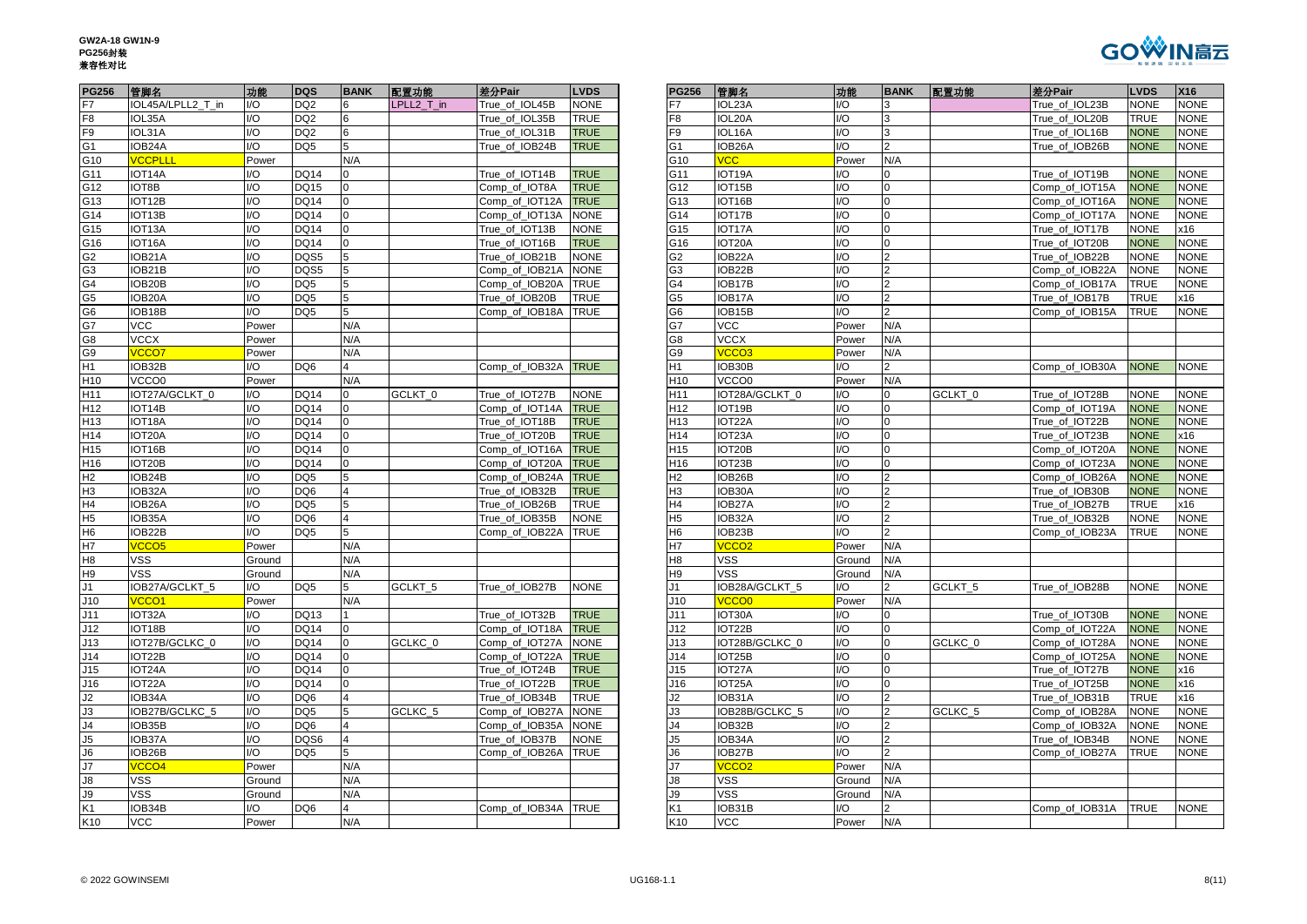GW2A-18 GW1N-9
PG256封装
兼容性对比

| PG256 | 管脚名 | 功能 | DQS | BANK | 配置功能 | 差分Pair | LVDS |
|---|---|---|---|---|---|---|---|
| F7 | IOL45A/LPLL2_T_in | I/O | DQ2 | 6 | LPLL2_T_in | True_of_IOL45B | NONE |
| F8 | IOL35A | I/O | DQ2 | 6 | | True_of_IOL35B | TRUE |
| F9 | IOL31A | I/O | DQ2 | 6 | | True_of_IOL31B | TRUE |
| G1 | IOB24A | I/O | DQ5 | 5 | | True_of_IOB24B | TRUE |
| G10 | VCCPLLL | Power | | N/A | | | |
| G11 | IOT14A | I/O | DQ14 | 0 | | True_of_IOT14B | TRUE |
| G12 | IOT8B | I/O | DQ15 | 0 | | Comp_of_IOT8A | TRUE |
| G13 | IOT12B | I/O | DQ14 | 0 | | Comp_of_IOT12A | TRUE |
| G14 | IOT13B | I/O | DQ14 | 0 | | Comp_of_IOT13A | NONE |
| G15 | IOT13A | I/O | DQ14 | 0 | | True_of_IOT13B | NONE |
| G16 | IOT16A | I/O | DQ14 | 0 | | True_of_IOT16B | TRUE |
| G2 | IOB21A | I/O | DQS5 | 5 | | True_of_IOB21B | NONE |
| G3 | IOB21B | I/O | DQS5 | 5 | | Comp_of_IOB21A | NONE |
| G4 | IOB20B | I/O | DQ5 | 5 | | Comp_of_IOB20A | TRUE |
| G5 | IOB20A | I/O | DQ5 | 5 | | True_of_IOB20B | TRUE |
| G6 | IOB18B | I/O | DQ5 | 5 | | Comp_of_IOB18A | TRUE |
| G7 | VCC | Power | | N/A | | | |
| G8 | VCCX | Power | | N/A | | | |
| G9 | VCCO7 | Power | | N/A | | | |
| H1 | IOB32B | I/O | DQ6 | 4 | | Comp_of_IOB32A | TRUE |
| H10 | VCCO0 | Power | | N/A | | | |
| H11 | IOT27A/GCLKT_0 | I/O | DQ14 | 0 | GCLKT_0 | True_of_IOT27B | NONE |
| H12 | IOT14B | I/O | DQ14 | 0 | | Comp_of_IOT14A | TRUE |
| H13 | IOT18A | I/O | DQ14 | 0 | | True_of_IOT18B | TRUE |
| H14 | IOT20A | I/O | DQ14 | 0 | | True_of_IOT20B | TRUE |
| H15 | IOT16B | I/O | DQ14 | 0 | | Comp_of_IOT16A | TRUE |
| H16 | IOT20B | I/O | DQ14 | 0 | | Comp_of_IOT20A | TRUE |
| H2 | IOB24B | I/O | DQ5 | 5 | | Comp_of_IOB24A | TRUE |
| H3 | IOB32A | I/O | DQ6 | 4 | | True_of_IOB32B | TRUE |
| H4 | IOB26A | I/O | DQ5 | 5 | | True_of_IOB26B | TRUE |
| H5 | IOB35A | I/O | DQ6 | 4 | | True_of_IOB35B | NONE |
| H6 | IOB22B | I/O | DQ5 | 5 | | Comp_of_IOB22A | TRUE |
| H7 | VCCO5 | Power | | N/A | | | |
| H8 | VSS | Ground | | N/A | | | |
| H9 | VSS | Ground | | N/A | | | |
| J1 | IOB27A/GCLKT_5 | I/O | DQ5 | 5 | GCLKT_5 | True_of_IOB27B | NONE |
| J10 | VCCO1 | Power | | N/A | | | |
| J11 | IOT32A | I/O | DQ13 | 1 | | True_of_IOT32B | TRUE |
| J12 | IOT18B | I/O | DQ14 | 0 | | Comp_of_IOT18A | TRUE |
| J13 | IOT27B/GCLKC_0 | I/O | DQ14 | 0 | GCLKC_0 | Comp_of_IOT27A | NONE |
| J14 | IOT22B | I/O | DQ14 | 0 | | Comp_of_IOT22A | TRUE |
| J15 | IOT24A | I/O | DQ14 | 0 | | True_of_IOT24B | TRUE |
| J16 | IOT22A | I/O | DQ14 | 0 | | True_of_IOT22B | TRUE |
| J2 | IOB34A | I/O | DQ6 | 4 | | True_of_IOB34B | TRUE |
| J3 | IOB27B/GCLKC_5 | I/O | DQ5 | 5 | GCLKC_5 | Comp_of_IOB27A | NONE |
| J4 | IOB35B | I/O | DQ6 | 4 | | Comp_of_IOB35A | NONE |
| J5 | IOB37A | I/O | DQS6 | 4 | | True_of_IOB37B | NONE |
| J6 | IOB26B | I/O | DQ5 | 5 | | Comp_of_IOB26A | TRUE |
| J7 | VCCO4 | Power | | N/A | | | |
| J8 | VSS | Ground | | N/A | | | |
| J9 | VSS | Ground | | N/A | | | |
| K1 | IOB34B | I/O | DQ6 | 4 | | Comp_of_IOB34A | TRUE |
| K10 | VCC | Power | | N/A | | | |

| PG256 | 管脚名 | 功能 | BANK | 配置功能 | 差分Pair | LVDS | X16 |
|---|---|---|---|---|---|---|---|
| F7 | IOL23A | I/O | 3 | | True_of_IOL23B | NONE | NONE |
| F8 | IOL20A | I/O | 3 | | True_of_IOL20B | TRUE | NONE |
| F9 | IOL16A | I/O | 3 | | True_of_IOL16B | NONE | NONE |
| G1 | IOB26A | I/O | 2 | | True_of_IOB26B | NONE | NONE |
| G10 | VCC | Power | N/A | | | | |
| G11 | IOT19A | I/O | 0 | | True_of_IOT19B | NONE | NONE |
| G12 | IOT15B | I/O | 0 | | Comp_of_IOT15A | NONE | NONE |
| G13 | IOT16B | I/O | 0 | | Comp_of_IOT16A | NONE | NONE |
| G14 | IOT17B | I/O | 0 | | Comp_of_IOT17A | NONE | NONE |
| G15 | IOT17A | I/O | 0 | | True_of_IOT17B | NONE | x16 |
| G16 | IOT20A | I/O | 0 | | True_of_IOT20B | NONE | NONE |
| G2 | IOB22A | I/O | 2 | | True_of_IOB22B | NONE | NONE |
| G3 | IOB22B | I/O | 2 | | Comp_of_IOB22A | NONE | NONE |
| G4 | IOB17B | I/O | 2 | | Comp_of_IOB17A | TRUE | NONE |
| G5 | IOB17A | I/O | 2 | | True_of_IOB17B | TRUE | x16 |
| G6 | IOB15B | I/O | 2 | | Comp_of_IOB15A | TRUE | NONE |
| G7 | VCC | Power | N/A | | | | |
| G8 | VCCX | Power | N/A | | | | |
| G9 | VCCO3 | Power | N/A | | | | |
| H1 | IOB30B | I/O | 2 | | Comp_of_IOB30A | NONE | NONE |
| H10 | VCCO0 | Power | N/A | | | | |
| H11 | IOT28A/GCLKT_0 | I/O | 0 | GCLKT_0 | True_of_IOT28B | NONE | NONE |
| H12 | IOT19B | I/O | 0 | | Comp_of_IOT19A | NONE | NONE |
| H13 | IOT22A | I/O | 0 | | True_of_IOT22B | NONE | NONE |
| H14 | IOT23A | I/O | 0 | | True_of_IOT23B | NONE | x16 |
| H15 | IOT20B | I/O | 0 | | Comp_of_IOT20A | NONE | NONE |
| H16 | IOT23B | I/O | 0 | | Comp_of_IOT23A | NONE | NONE |
| H2 | IOB26B | I/O | 2 | | Comp_of_IOB26A | NONE | NONE |
| H3 | IOB30A | I/O | 2 | | True_of_IOB30B | NONE | NONE |
| H4 | IOB27A | I/O | 2 | | True_of_IOB27B | TRUE | x16 |
| H5 | IOB32A | I/O | 2 | | True_of_IOB32B | NONE | NONE |
| H6 | IOB23B | I/O | 2 | | Comp_of_IOB23A | TRUE | NONE |
| H7 | VCCO2 | Power | N/A | | | | |
| H8 | VSS | Ground | N/A | | | | |
| H9 | VSS | Ground | N/A | | | | |
| J1 | IOB28A/GCLKT_5 | I/O | 2 | GCLKT_5 | True_of_IOB28B | NONE | NONE |
| J10 | VCCO0 | Power | N/A | | | | |
| J11 | IOT30A | I/O | 0 | | True_of_IOT30B | NONE | NONE |
| J12 | IOT22B | I/O | 0 | | Comp_of_IOT22A | NONE | NONE |
| J13 | IOT28B/GCLKC_0 | I/O | 0 | GCLKC_0 | Comp_of_IOT28A | NONE | NONE |
| J14 | IOT25B | I/O | 0 | | Comp_of_IOT25A | NONE | NONE |
| J15 | IOT27A | I/O | 0 | | True_of_IOT27B | NONE | x16 |
| J16 | IOT25A | I/O | 0 | | True_of_IOT25B | NONE | x16 |
| J2 | IOB31A | I/O | 2 | | True_of_IOB31B | TRUE | x16 |
| J3 | IOB28B/GCLKC_5 | I/O | 2 | GCLKC_5 | Comp_of_IOB28A | NONE | NONE |
| J4 | IOB32B | I/O | 2 | | Comp_of_IOB32A | NONE | NONE |
| J5 | IOB34A | I/O | 2 | | True_of_IOB34B | NONE | NONE |
| J6 | IOB27B | I/O | 2 | | Comp_of_IOB27A | TRUE | NONE |
| J7 | VCCO2 | Power | N/A | | | | |
| J8 | VSS | Ground | N/A | | | | |
| J9 | VSS | Ground | N/A | | | | |
| K1 | IOB31B | I/O | 2 | | Comp_of_IOB31A | TRUE | NONE |
| K10 | VCC | Power | N/A | | | | |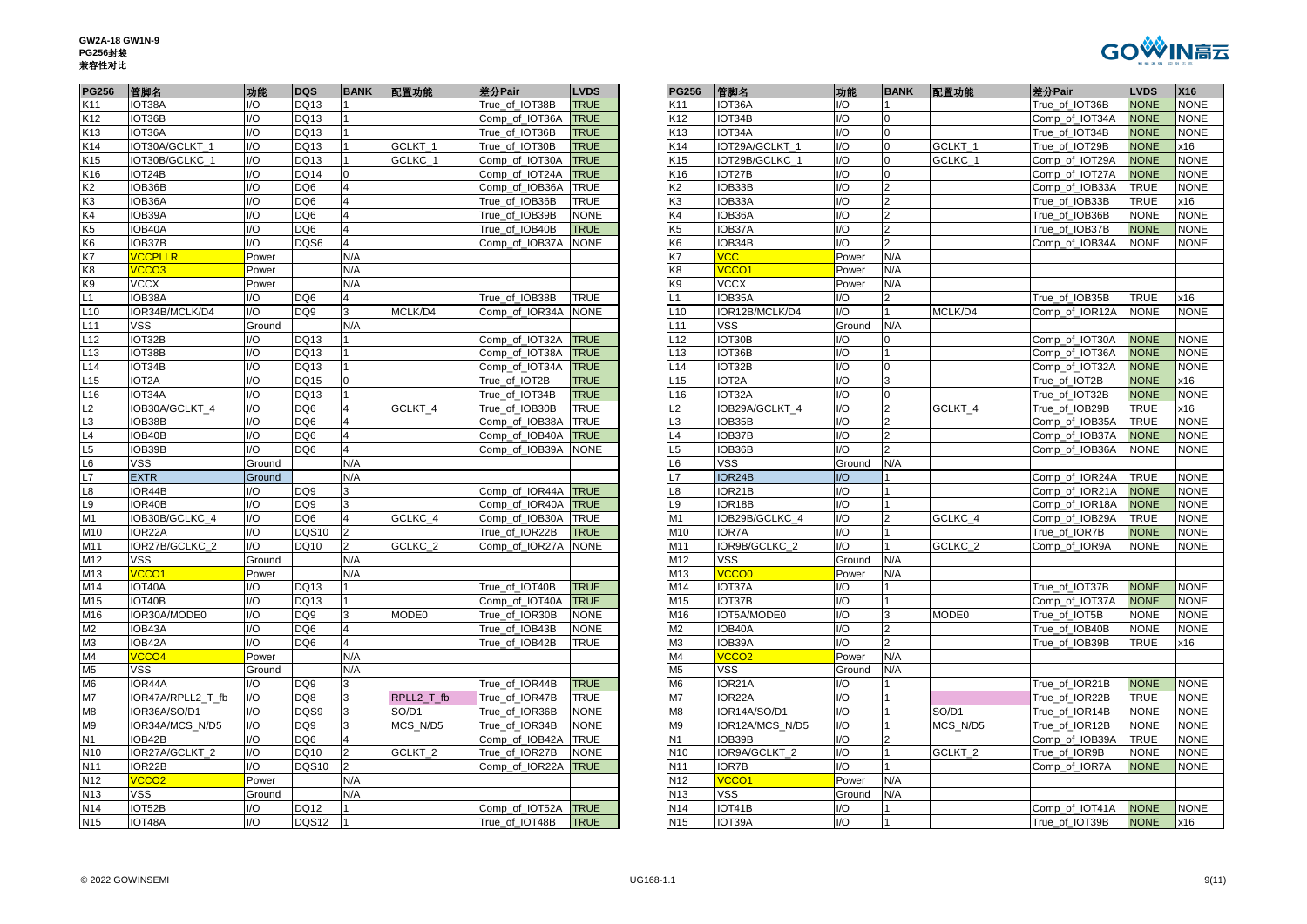**GW2A-18 GW1N-9**
**PG256封装**
**兼容性对比**

| PG256 | 管脚名 | 功能 | DQS | BANK | 配置功能 | 差分Pair | LVDS |
|---|---|---|---|---|---|---|---|
| K11 | IOT38A | I/O | DQ13 | 1 | | True_of_IOT38B | TRUE |
| K12 | IOT36B | I/O | DQ13 | 1 | | Comp_of_IOT36A | TRUE |
| K13 | IOT36A | I/O | DQ13 | 1 | | True_of_IOT36B | TRUE |
| K14 | IOT30A/GCLKT_1 | I/O | DQ13 | 1 | GCLKT_1 | True_of_IOT30B | TRUE |
| K15 | IOT30B/GCLKC_1 | I/O | DQ13 | 1 | GCLKC_1 | Comp_of_IOT30A | TRUE |
| K16 | IOT24B | I/O | DQ14 | 0 | | Comp_of_IOT24A | TRUE |
| K2 | IOB36B | I/O | DQ6 | 4 | | Comp_of_IOB36A | TRUE |
| K3 | IOB36A | I/O | DQ6 | 4 | | True_of_IOB36B | TRUE |
| K4 | IOB39A | I/O | DQ6 | 4 | | True_of_IOB39B | NONE |
| K5 | IOB40A | I/O | DQ6 | 4 | | True_of_IOB40B | TRUE |
| K6 | IOB37B | I/O | DQS6 | 4 | | Comp_of_IOB37A | NONE |
| K7 | VCCPLLR | Power | | N/A | | | |
| K8 | VCCO3 | Power | | N/A | | | |
| K9 | VCCX | Power | | N/A | | | |
| L1 | IOB38A | I/O | DQ6 | 4 | | True_of_IOB38B | TRUE |
| L10 | IOR34B/MCLK/D4 | I/O | DQ9 | 3 | MCLK/D4 | Comp_of_IOR34A | NONE |
| L11 | VSS | Ground | | N/A | | | |
| L12 | IOT32B | I/O | DQ13 | 1 | | Comp_of_IOT32A | TRUE |
| L13 | IOT38B | I/O | DQ13 | 1 | | Comp_of_IOT38A | TRUE |
| L14 | IOT34B | I/O | DQ13 | 1 | | Comp_of_IOT34A | TRUE |
| L15 | IOT2A | I/O | DQ15 | 0 | | True_of_IOT2B | TRUE |
| L16 | IOT34A | I/O | DQ13 | 1 | | True_of_IOT34B | TRUE |
| L2 | IOB30A/GCLKT_4 | I/O | DQ6 | 4 | GCLKT_4 | True_of_IOB30B | TRUE |
| L3 | IOB38B | I/O | DQ6 | 4 | | Comp_of_IOB38A | TRUE |
| L4 | IOB40B | I/O | DQ6 | 4 | | Comp_of_IOB40A | TRUE |
| L5 | IOB39B | I/O | DQ6 | 4 | | Comp_of_IOB39A | NONE |
| L6 | VSS | Ground | | N/A | | | |
| L7 | EXTR | Ground | | N/A | | | |
| L8 | IOR44B | I/O | DQ9 | 3 | | Comp_of_IOR44A | TRUE |
| L9 | IOR40B | I/O | DQ9 | 3 | | Comp_of_IOR40A | TRUE |
| M1 | IOB30B/GCLKC_4 | I/O | DQ6 | 4 | GCLKC_4 | Comp_of_IOB30A | TRUE |
| M10 | IOR22A | I/O | DQS10 | 2 | | True_of_IOR22B | TRUE |
| M11 | IOR27B/GCLKC_2 | I/O | DQ10 | 2 | GCLKC_2 | Comp_of_IOR27A | NONE |
| M12 | VSS | Ground | | N/A | | | |
| M13 | VCCO1 | Power | | N/A | | | |
| M14 | IOT40A | I/O | DQ13 | 1 | | True_of_IOT40B | TRUE |
| M15 | IOT40B | I/O | DQ13 | 1 | | Comp_of_IOT40A | TRUE |
| M16 | IOR30A/MODE0 | I/O | DQ9 | 3 | MODE0 | True_of_IOR30B | NONE |
| M2 | IOB43A | I/O | DQ6 | 4 | | True_of_IOB43B | NONE |
| M3 | IOB42A | I/O | DQ6 | 4 | | True_of_IOB42B | TRUE |
| M4 | VCCO4 | Power | | N/A | | | |
| M5 | VSS | Ground | | N/A | | | |
| M6 | IOR44A | I/O | DQ9 | 3 | | True_of_IOR44B | TRUE |
| M7 | IOR47A/RPLL2_T_fb | I/O | DQ8 | 3 | RPLL2_T_fb | True_of_IOR47B | TRUE |
| M8 | IOR36A/SO/D1 | I/O | DQS9 | 3 | SO/D1 | True_of_IOR36B | NONE |
| M9 | IOR34A/MCS_N/D5 | I/O | DQ9 | 3 | MCS_N/D5 | True_of_IOR34B | NONE |
| N1 | IOB42B | I/O | DQ6 | 4 | | Comp_of_IOB42A | TRUE |
| N10 | IOR27A/GCLKT_2 | I/O | DQ10 | 2 | GCLKT_2 | True_of_IOR27B | NONE |
| N11 | IOR22B | I/O | DQS10 | 2 | | Comp_of_IOR22A | TRUE |
| N12 | VCCO2 | Power | | N/A | | | |
| N13 | VSS | Ground | | N/A | | | |
| N14 | IOT52B | I/O | DQ12 | 1 | | Comp_of_IOT52A | TRUE |
| N15 | IOT48A | I/O | DQS12 | 1 | | True_of_IOT48B | TRUE |

| PG256 | 管脚名 | 功能 | BANK | 配置功能 | 差分Pair | LVDS | X16 |
|---|---|---|---|---|---|---|---|
| K11 | IOT36A | I/O | 1 | | True_of_IOT36B | NONE | NONE |
| K12 | IOT34B | I/O | 0 | | Comp_of_IOT34A | NONE | NONE |
| K13 | IOT34A | I/O | 0 | | True_of_IOT34B | NONE | NONE |
| K14 | IOT29A/GCLKT_1 | I/O | 0 | GCLKT_1 | True_of_IOT29B | NONE | x16 |
| K15 | IOT29B/GCLKC_1 | I/O | 0 | GCLKC_1 | Comp_of_IOT29A | NONE | NONE |
| K16 | IOT27B | I/O | 0 | | Comp_of_IOT27A | NONE | NONE |
| K2 | IOB33B | I/O | 2 | | Comp_of_IOB33A | TRUE | NONE |
| K3 | IOB33A | I/O | 2 | | True_of_IOB33B | TRUE | x16 |
| K4 | IOB36A | I/O | 2 | | True_of_IOB36B | NONE | NONE |
| K5 | IOB37A | I/O | 2 | | True_of_IOB37B | NONE | NONE |
| K6 | IOB34B | I/O | 2 | | Comp_of_IOB34A | NONE | NONE |
| K7 | VCC | Power | N/A | | | | |
| K8 | VCCO1 | Power | N/A | | | | |
| K9 | VCCX | Power | N/A | | | | |
| L1 | IOB35A | I/O | 2 | | True_of_IOB35B | TRUE | x16 |
| L10 | IOR12B/MCLK/D4 | I/O | 1 | MCLK/D4 | Comp_of_IOR12A | NONE | NONE |
| L11 | VSS | Ground | N/A | | | | |
| L12 | IOT30B | I/O | 0 | | Comp_of_IOT30A | NONE | NONE |
| L13 | IOT36B | I/O | 1 | | Comp_of_IOT36A | NONE | NONE |
| L14 | IOT32B | I/O | 0 | | Comp_of_IOT32A | NONE | NONE |
| L15 | IOT2A | I/O | 3 | | True_of_IOT2B | NONE | x16 |
| L16 | IOT32A | I/O | 0 | | True_of_IOT32B | NONE | NONE |
| L2 | IOB29A/GCLKT_4 | I/O | 2 | GCLKT_4 | True_of_IOB29B | TRUE | x16 |
| L3 | IOB35B | I/O | 2 | | Comp_of_IOB35A | TRUE | NONE |
| L4 | IOB37B | I/O | 2 | | Comp_of_IOB37A | NONE | NONE |
| L5 | IOB36B | I/O | 2 | | Comp_of_IOB36A | NONE | NONE |
| L6 | VSS | Ground | N/A | | | | |
| L7 | IOR24B | I/O | 1 | | Comp_of_IOR24A | TRUE | NONE |
| L8 | IOR21B | I/O | 1 | | Comp_of_IOR21A | NONE | NONE |
| L9 | IOR18B | I/O | 1 | | Comp_of_IOR18A | NONE | NONE |
| M1 | IOB29B/GCLKC_4 | I/O | 2 | GCLKC_4 | Comp_of_IOB29A | TRUE | NONE |
| M10 | IOR7A | I/O | 1 | | True_of_IOR7B | NONE | NONE |
| M11 | IOR9B/GCLKC_2 | I/O | 1 | GCLKC_2 | Comp_of_IOR9A | NONE | NONE |
| M12 | VSS | Ground | N/A | | | | |
| M13 | VCCO0 | Power | N/A | | | | |
| M14 | IOT37A | I/O | 1 | | True_of_IOT37B | NONE | NONE |
| M15 | IOT37B | I/O | 1 | | Comp_of_IOT37A | NONE | NONE |
| M16 | IOT5A/MODE0 | I/O | 3 | MODE0 | True_of_IOT5B | NONE | NONE |
| M2 | IOB40A | I/O | 2 | | True_of_IOB40B | NONE | NONE |
| M3 | IOB39A | I/O | 2 | | True_of_IOB39B | TRUE | x16 |
| M4 | VCCO2 | Power | N/A | | | | |
| M5 | VSS | Ground | N/A | | | | |
| M6 | IOR21A | I/O | 1 | | True_of_IOR21B | NONE | NONE |
| M7 | IOR22A | I/O | 1 | | True_of_IOR22B | TRUE | NONE |
| M8 | IOR14A/SO/D1 | I/O | 1 | SO/D1 | True_of_IOR14B | NONE | NONE |
| M9 | IOR12A/MCS_N/D5 | I/O | 1 | MCS_N/D5 | True_of_IOR12B | NONE | NONE |
| N1 | IOB39B | I/O | 2 | | Comp_of_IOB39A | TRUE | NONE |
| N10 | IOR9A/GCLKT_2 | I/O | 1 | GCLKT_2 | True_of_IOR9B | NONE | NONE |
| N11 | IOR7B | I/O | 1 | | Comp_of_IOR7A | NONE | NONE |
| N12 | VCCO1 | Power | N/A | | | | |
| N13 | VSS | Ground | N/A | | | | |
| N14 | IOT41B | I/O | 1 | | Comp_of_IOT41A | NONE | NONE |
| N15 | IOT39A | I/O | 1 | | True_of_IOT39B | NONE | x16 |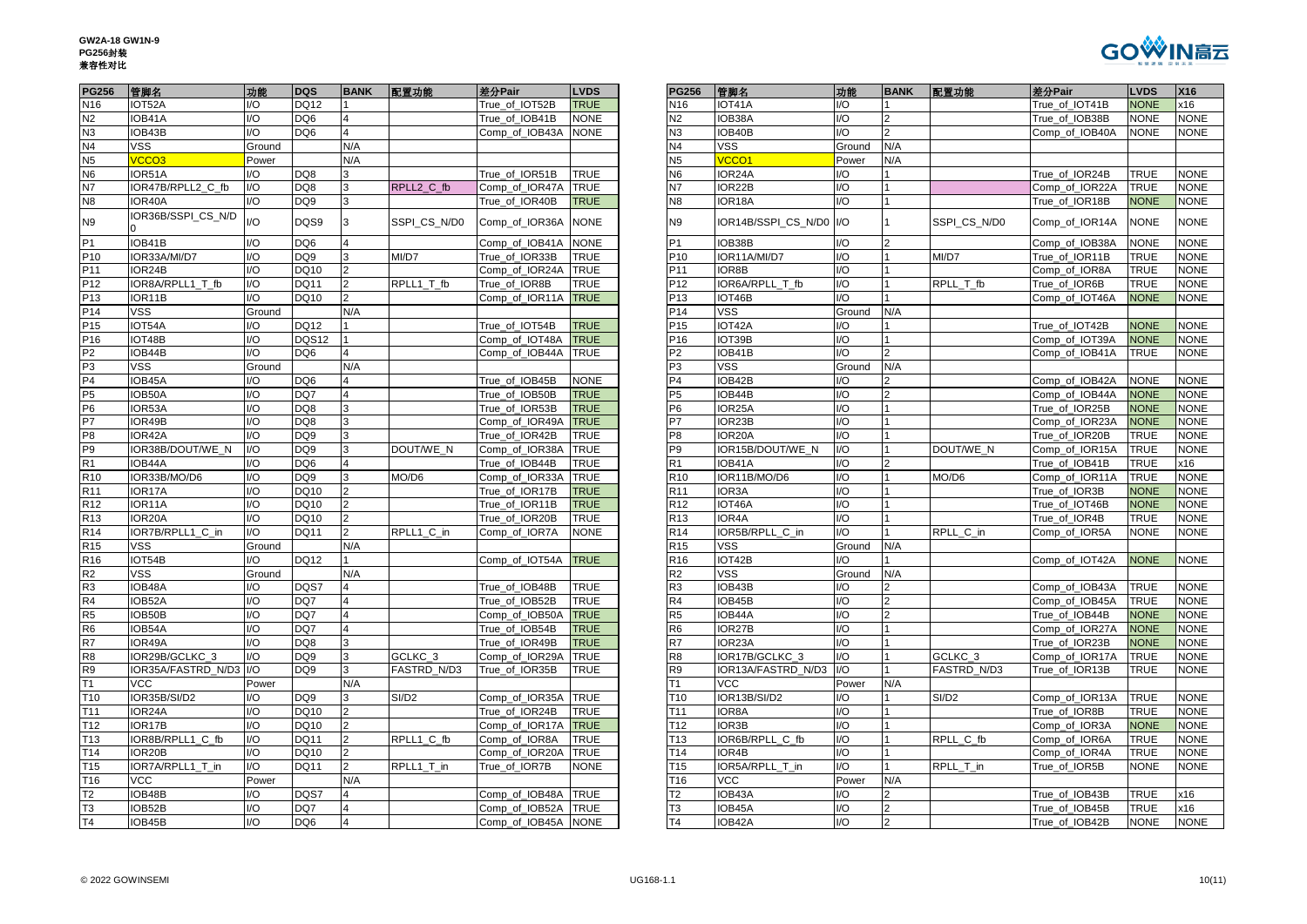GW2A-18 GW1N-9
PG256封装
兼容性对比

| PG256 | 管脚名 | 功能 | DQS | BANK | 配置功能 | 差分Pair | LVDS |
|---|---|---|---|---|---|---|---|
| N16 | IOT52A | I/O | DQ12 | 1 | | True_of_IOT52B | TRUE |
| N2 | IOB41A | I/O | DQ6 | 4 | | True_of_IOB41B | NONE |
| N3 | IOB43B | I/O | DQ6 | 4 | | Comp_of_IOB43A | NONE |
| N4 | VSS | Ground | | N/A | | | |
| N5 | VCCO3 | Power | | N/A | | | |
| N6 | IOR51A | I/O | DQ8 | 3 | | True_of_IOR51B | TRUE |
| N7 | IOR47B/RPLL2_C_fb | I/O | DQ8 | 3 | RPLL2_C_fb | Comp_of_IOR47A | TRUE |
| N8 | IOR40A | I/O | DQ9 | 3 | | True_of_IOR40B | TRUE |
| N9 | IOR36B/SSPI_CS_N/D0 | I/O | DQS9 | 3 | SSPI_CS_N/D0 | Comp_of_IOR36A | NONE |
| P1 | IOB41B | I/O | DQ6 | 4 | | Comp_of_IOB41A | NONE |
| P10 | IOR33A/MI/D7 | I/O | DQ9 | 3 | MI/D7 | True_of_IOR33B | TRUE |
| P11 | IOR24B | I/O | DQ10 | 2 | | Comp_of_IOR24A | TRUE |
| P12 | IOR8A/RPLL1_T_fb | I/O | DQ11 | 2 | RPLL1_T_fb | True_of_IOR8B | TRUE |
| P13 | IOR11B | I/O | DQ10 | 2 | | Comp_of_IOR11A | TRUE |
| P14 | VSS | Ground | | N/A | | | |
| P15 | IOT54A | I/O | DQ12 | 1 | | True_of_IOT54B | TRUE |
| P16 | IOT48B | I/O | DQS12 | 1 | | Comp_of_IOT48A | TRUE |
| P2 | IOB44B | I/O | DQ6 | 4 | | Comp_of_IOB44A | TRUE |
| P3 | VSS | Ground | | N/A | | | |
| P4 | IOB45A | I/O | DQ6 | 4 | | True_of_IOB45B | NONE |
| P5 | IOB50A | I/O | DQ7 | 4 | | True_of_IOB50B | TRUE |
| P6 | IOR53A | I/O | DQ8 | 3 | | True_of_IOR53B | TRUE |
| P7 | IOR49B | I/O | DQ8 | 3 | | Comp_of_IOR49A | TRUE |
| P8 | IOR42A | I/O | DQ9 | 3 | | True_of_IOR42B | TRUE |
| P9 | IOR38B/DOUT/WE_N | I/O | DQ9 | 3 | DOUT/WE_N | Comp_of_IOR38A | TRUE |
| R1 | IOB44A | I/O | DQ6 | 4 | | True_of_IOB44B | TRUE |
| R10 | IOR33B/MO/D6 | I/O | DQ9 | 3 | MO/D6 | Comp_of_IOR33A | TRUE |
| R11 | IOR17A | I/O | DQ10 | 2 | | True_of_IOR17B | TRUE |
| R12 | IOR11A | I/O | DQ10 | 2 | | True_of_IOR11B | TRUE |
| R13 | IOR20A | I/O | DQ10 | 2 | | True_of_IOR20B | TRUE |
| R14 | IOR7B/RPLL1_C_in | I/O | DQ11 | 2 | RPLL1_C_in | Comp_of_IOR7A | NONE |
| R15 | VSS | Ground | | N/A | | | |
| R16 | IOT54B | I/O | DQ12 | 1 | | Comp_of_IOT54A | TRUE |
| R2 | VSS | Ground | | N/A | | | |
| R3 | IOB48A | I/O | DQS7 | 4 | | True_of_IOB48B | TRUE |
| R4 | IOB52A | I/O | DQ7 | 4 | | True_of_IOB52B | TRUE |
| R5 | IOB50B | I/O | DQ7 | 4 | | Comp_of_IOB50A | TRUE |
| R6 | IOB54A | I/O | DQ7 | 4 | | True_of_IOB54B | TRUE |
| R7 | IOR49A | I/O | DQ8 | 3 | | True_of_IOR49B | TRUE |
| R8 | IOR29B/GCLKC_3 | I/O | DQ9 | 3 | GCLKC_3 | Comp_of_IOR29A | TRUE |
| R9 | IOR35A/FASTRD_N/D3 | I/O | DQ9 | 3 | FASTRD_N/D3 | True_of_IOR35B | TRUE |
| T1 | VCC | Power | | N/A | | | |
| T10 | IOR35B/SI/D2 | I/O | DQ9 | 3 | SI/D2 | Comp_of_IOR35A | TRUE |
| T11 | IOR24A | I/O | DQ10 | 2 | | True_of_IOR24B | TRUE |
| T12 | IOR17B | I/O | DQ10 | 2 | | Comp_of_IOR17A | TRUE |
| T13 | IOR8B/RPLL1_C_fb | I/O | DQ11 | 2 | RPLL1_C_fb | Comp_of_IOR8A | TRUE |
| T14 | IOR20B | I/O | DQ10 | 2 | | Comp_of_IOR20A | TRUE |
| T15 | IOR7A/RPLL1_T_in | I/O | DQ11 | 2 | RPLL1_T_in | True_of_IOR7B | NONE |
| T16 | VCC | Power | | N/A | | | |
| T2 | IOB48B | I/O | DQS7 | 4 | | Comp_of_IOB48A | TRUE |
| T3 | IOB52B | I/O | DQ7 | 4 | | Comp_of_IOB52A | TRUE |
| T4 | IOB45B | I/O | DQ6 | 4 | | Comp_of_IOB45A | NONE |

| PG256 | 管脚名 | 功能 | BANK | 配置功能 | 差分Pair | LVDS | X16 |
|---|---|---|---|---|---|---|---|
| N16 | IOT41A | I/O | 1 | | True_of_IOT41B | NONE | x16 |
| N2 | IOB38A | I/O | 2 | | True_of_IOB38B | NONE | NONE |
| N3 | IOB40B | I/O | 2 | | Comp_of_IOB40A | NONE | NONE |
| N4 | VSS | Ground | N/A | | | | |
| N5 | VCCO1 | Power | N/A | | | | |
| N6 | IOR24A | I/O | 1 | | True_of_IOR24B | TRUE | NONE |
| N7 | IOR22B | I/O | 1 | | Comp_of_IOR22A | TRUE | NONE |
| N8 | IOR18A | I/O | 1 | | True_of_IOR18B | NONE | NONE |
| N9 | IOR14B/SSPI_CS_N/D0 | I/O | 1 | SSPI_CS_N/D0 | Comp_of_IOR14A | NONE | NONE |
| P1 | IOB38B | I/O | 2 | | Comp_of_IOB38A | NONE | NONE |
| P10 | IOR11A/MI/D7 | I/O | 1 | MI/D7 | True_of_IOR11B | TRUE | NONE |
| P11 | IOR8B | I/O | 1 | | Comp_of_IOR8A | TRUE | NONE |
| P12 | IOR6A/RPLL_T_fb | I/O | 1 | RPLL_T_fb | True_of_IOR6B | TRUE | NONE |
| P13 | IOT46B | I/O | 1 | | Comp_of_IOT46A | NONE | NONE |
| P14 | VSS | Ground | N/A | | | | |
| P15 | IOT42A | I/O | 1 | | True_of_IOT42B | NONE | NONE |
| P16 | IOT39B | I/O | 1 | | Comp_of_IOT39A | NONE | NONE |
| P2 | IOB41B | I/O | 2 | | Comp_of_IOB41A | TRUE | NONE |
| P3 | VSS | Ground | N/A | | | | |
| P4 | IOB42B | I/O | 2 | | Comp_of_IOB42A | NONE | NONE |
| P5 | IOB44B | I/O | 2 | | Comp_of_IOB44A | NONE | NONE |
| P6 | IOR25A | I/O | 1 | | True_of_IOR25B | NONE | NONE |
| P7 | IOR23B | I/O | 1 | | Comp_of_IOR23A | NONE | NONE |
| P8 | IOR20A | I/O | 1 | | True_of_IOR20B | TRUE | NONE |
| P9 | IOR15B/DOUT/WE_N | I/O | 1 | DOUT/WE_N | Comp_of_IOR15A | TRUE | NONE |
| R1 | IOB41A | I/O | 2 | | True_of_IOB41B | TRUE | x16 |
| R10 | IOR11B/MO/D6 | I/O | 1 | MO/D6 | Comp_of_IOR11A | TRUE | NONE |
| R11 | IOR3A | I/O | 1 | | True_of_IOR3B | NONE | NONE |
| R12 | IOT46A | I/O | 1 | | True_of_IOT46B | NONE | NONE |
| R13 | IOR4A | I/O | 1 | | True_of_IOR4B | TRUE | NONE |
| R14 | IOR5B/RPLL_C_in | I/O | 1 | RPLL_C_in | Comp_of_IOR5A | NONE | NONE |
| R15 | VSS | Ground | N/A | | | | |
| R16 | IOT42B | I/O | 1 | | Comp_of_IOT42A | NONE | NONE |
| R2 | VSS | Ground | N/A | | | | |
| R3 | IOB43B | I/O | 2 | | Comp_of_IOB43A | TRUE | NONE |
| R4 | IOB45B | I/O | 2 | | Comp_of_IOB45A | TRUE | NONE |
| R5 | IOB44A | I/O | 2 | | True_of_IOB44B | NONE | NONE |
| R6 | IOR27B | I/O | 1 | | Comp_of_IOR27A | NONE | NONE |
| R7 | IOR23A | I/O | 1 | | True_of_IOR23B | NONE | NONE |
| R8 | IOR17B/GCLKC_3 | I/O | 1 | GCLKC_3 | Comp_of_IOR17A | TRUE | NONE |
| R9 | IOR13A/FASTRD_N/D3 | I/O | 1 | FASTRD_N/D3 | True_of_IOR13B | TRUE | NONE |
| T1 | VCC | Power | N/A | | | | |
| T10 | IOR13B/SI/D2 | I/O | 1 | SI/D2 | Comp_of_IOR13A | TRUE | NONE |
| T11 | IOR8A | I/O | 1 | | True_of_IOR8B | TRUE | NONE |
| T12 | IOR3B | I/O | 1 | | Comp_of_IOR3A | NONE | NONE |
| T13 | IOR6B/RPLL_C_fb | I/O | 1 | RPLL_C_fb | Comp_of_IOR6A | TRUE | NONE |
| T14 | IOR4B | I/O | 1 | | Comp_of_IOR4A | TRUE | NONE |
| T15 | IOR5A/RPLL_T_in | I/O | 1 | RPLL_T_in | True_of_IOR5B | NONE | NONE |
| T16 | VCC | Power | N/A | | | | |
| T2 | IOB43A | I/O | 2 | | True_of_IOB43B | TRUE | x16 |
| T3 | IOB45A | I/O | 2 | | True_of_IOB45B | TRUE | x16 |
| T4 | IOB42A | I/O | 2 | | True_of_IOB42B | NONE | NONE |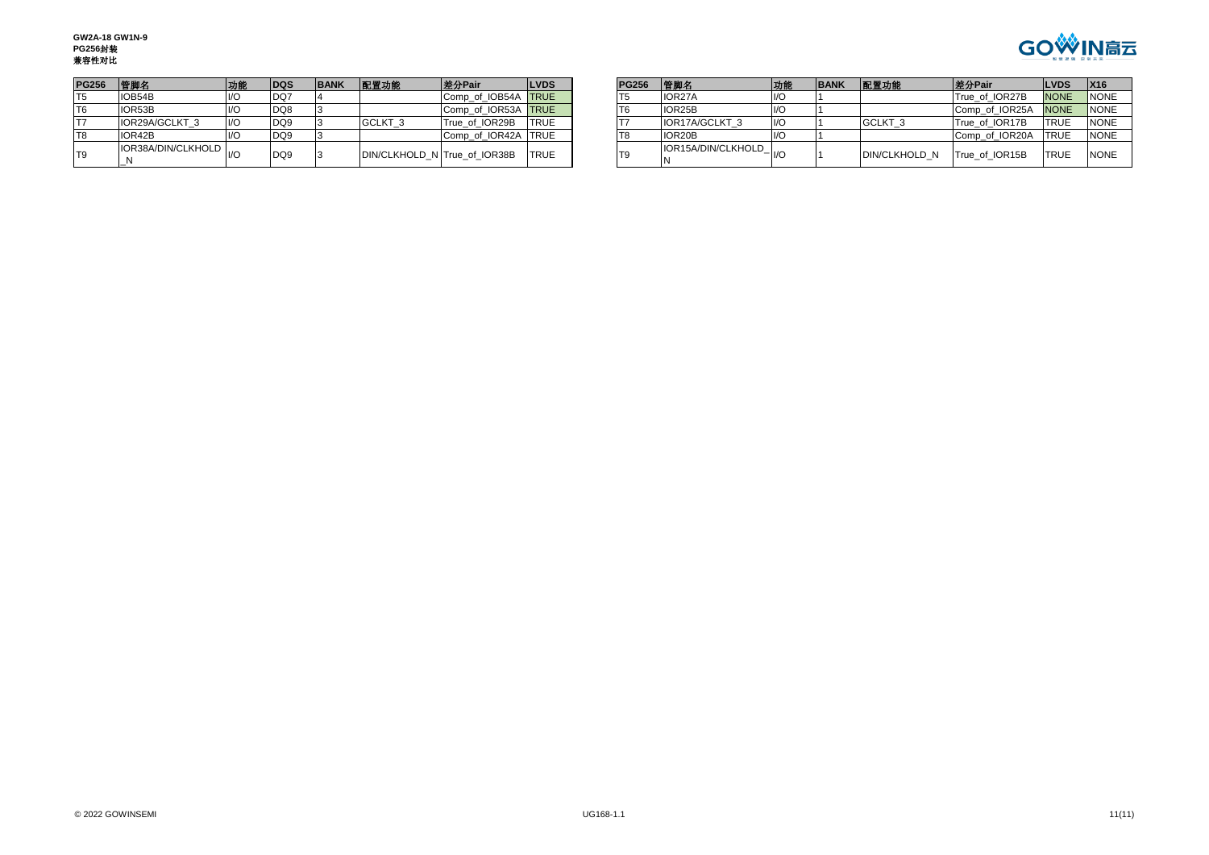**GW2A-18 GW1N-9**
**PG256封装**
**兼容性对比**

| PG256 | 管脚名 | 功能 | DQS | BANK | 配置功能 | 差分Pair | LVDS |
|---|---|---|---|---|---|---|---|
| T5 | IOB54B | I/O | DQ7 | 4 | | Comp_of_IOB54A | TRUE |
| T6 | IOR53B | I/O | DQ8 | 3 | | Comp_of_IOR53A | TRUE |
| T7 | IOR29A/GCLKT_3 | I/O | DQ9 | 3 | GCLKT_3 | True_of_IOR29B | TRUE |
| T8 | IOR42B | I/O | DQ9 | 3 | | Comp_of_IOR42A | TRUE |
| T9 | IOR38A/DIN/CLKHOLD_N | I/O | DQ9 | 3 | DIN/CLKHOLD_N | True_of_IOR38B | TRUE |

| PG256 | 管脚名 | 功能 | BANK | 配置功能 | 差分Pair | LVDS | X16 |
|---|---|---|---|---|---|---|---|
| T5 | IOR27A | I/O | 1 | | True_of_IOR27B | NONE | NONE |
| T6 | IOR25B | I/O | 1 | | Comp_of_IOR25A | NONE | NONE |
| T7 | IOR17A/GCLKT_3 | I/O | 1 | GCLKT_3 | True_of_IOR17B | TRUE | NONE |
| T8 | IOR20B | I/O | 1 | | Comp_of_IOR20A | TRUE | NONE |
| T9 | IOR15A/DIN/CLKHOLD_N | I/O | 1 | DIN/CLKHOLD_N | True_of_IOR15B | TRUE | NONE |